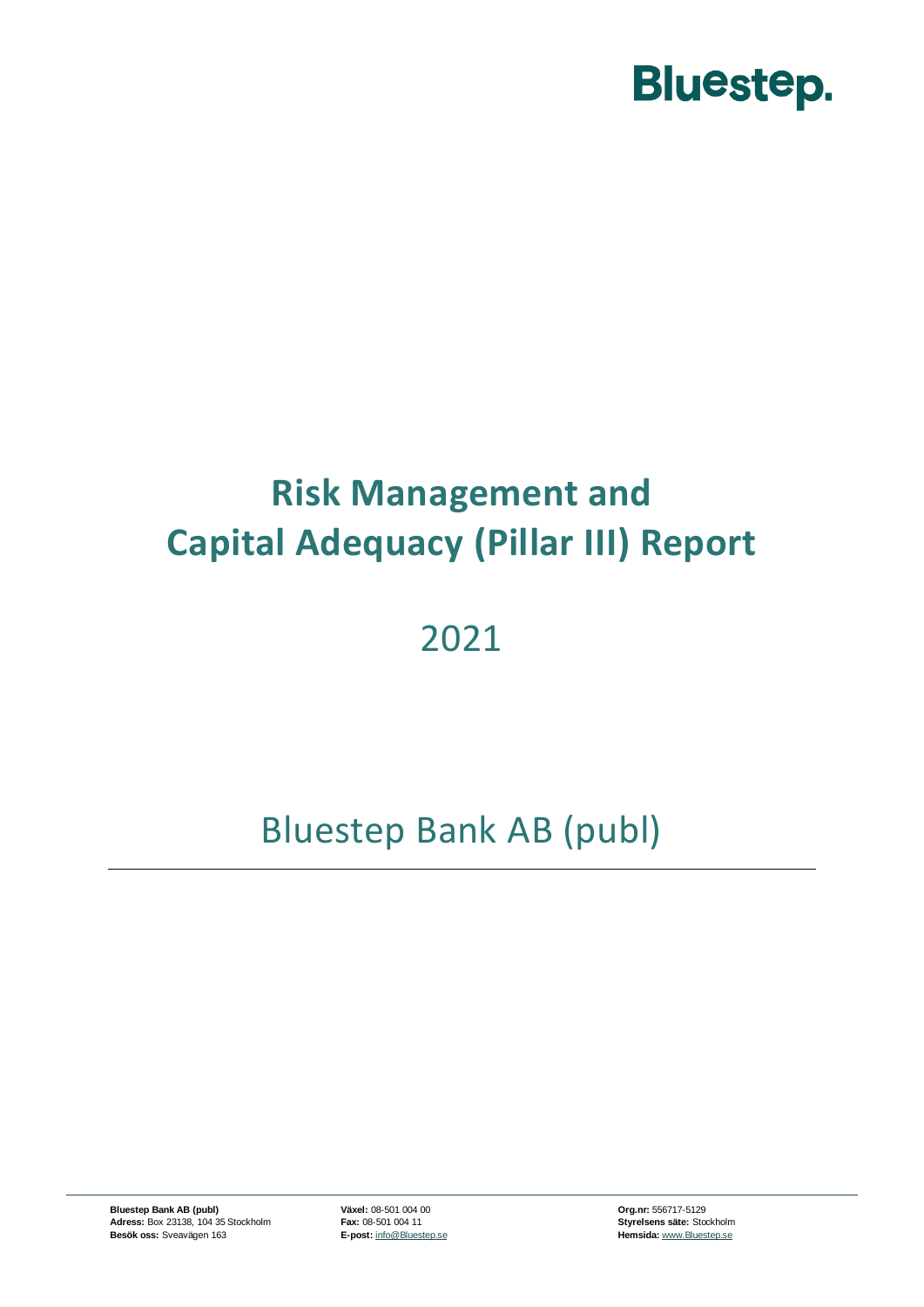Bluestep.

# Risk Management and Capital Adequacy (Pillar III) Report

2021

Bluestep Bank AB (publ)

**Bluestep Bank AB (publ)**
**Adress:** Box 23138, 104 35 Stockholm
**Besök oss:** Sveavägen 163

**Växel:** 08-501 004 00
**Fax:** 08-501 004 11
**E-post:** info@Bluestep.se

**Org.nr:** 556717-5129
**Styrelsens säte:** Stockholm
**Hemsida:** www.Bluestep.se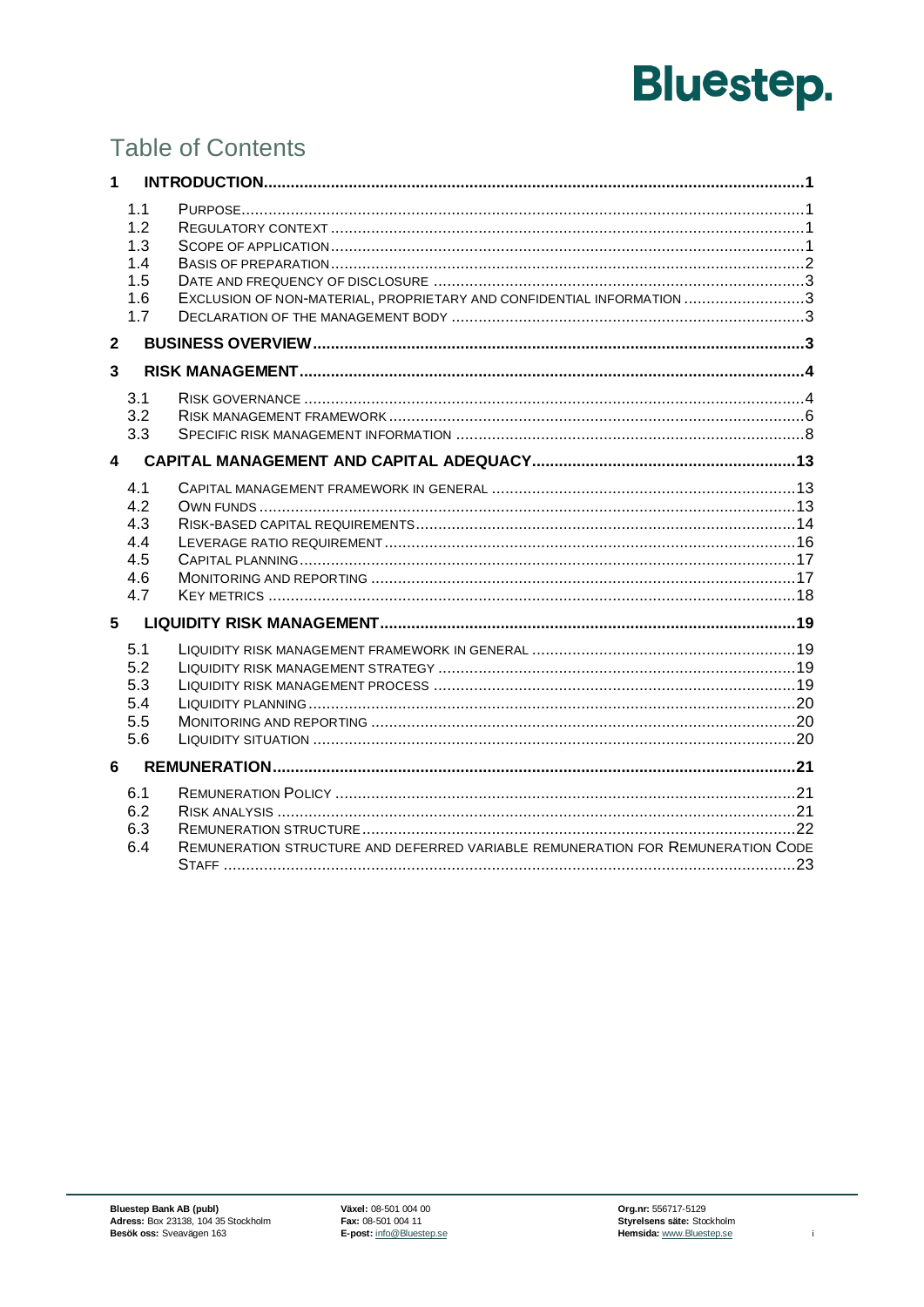# Table of Contents

**1 INTRODUCTION** .......... 1

- 1.1 Purpose .......... 1
- 1.2 Regulatory context .......... 1
- 1.3 Scope of application .......... 1
- 1.4 Basis of preparation .......... 2
- 1.5 Date and frequency of disclosure .......... 3
- 1.6 Exclusion of non-material, proprietary and confidential information .......... 3
- 1.7 Declaration of the management body .......... 3

**2 BUSINESS OVERVIEW** .......... 3

**3 RISK MANAGEMENT** .......... 4

- 3.1 Risk governance .......... 4
- 3.2 Risk management framework .......... 6
- 3.3 Specific risk management information .......... 8

**4 CAPITAL MANAGEMENT AND CAPITAL ADEQUACY** .......... 13

- 4.1 Capital management framework in general .......... 13
- 4.2 Own funds .......... 13
- 4.3 Risk-based capital requirements .......... 14
- 4.4 Leverage ratio requirement .......... 16
- 4.5 Capital planning .......... 17
- 4.6 Monitoring and reporting .......... 17
- 4.7 Key metrics .......... 18

**5 LIQUIDITY RISK MANAGEMENT** .......... 19

- 5.1 Liquidity risk management framework in general .......... 19
- 5.2 Liquidity risk management strategy .......... 19
- 5.3 Liquidity risk management process .......... 19
- 5.4 Liquidity planning .......... 20
- 5.5 Monitoring and reporting .......... 20
- 5.6 Liquidity situation .......... 20

**6 REMUNERATION** .......... 21

- 6.1 Remuneration Policy .......... 21
- 6.2 Risk analysis .......... 21
- 6.3 Remuneration structure .......... 22
- 6.4 Remuneration structure and deferred variable remuneration for Remuneration Code Staff .......... 23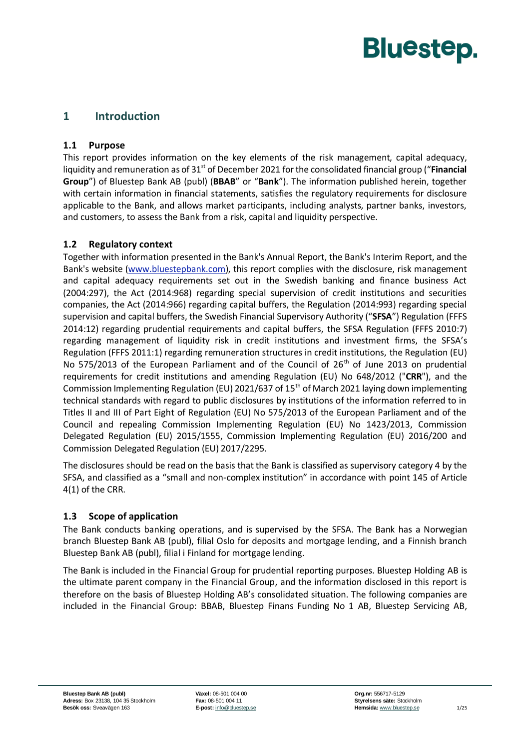# 1 Introduction

## 1.1 Purpose

This report provides information on the key elements of the risk management, capital adequacy, liquidity and remuneration as of 31st of December 2021 for the consolidated financial group ("**Financial Group**") of Bluestep Bank AB (publ) (**BBAB**" or "**Bank**"). The information published herein, together with certain information in financial statements, satisfies the regulatory requirements for disclosure applicable to the Bank, and allows market participants, including analysts, partner banks, investors, and customers, to assess the Bank from a risk, capital and liquidity perspective.

## 1.2 Regulatory context

Together with information presented in the Bank's Annual Report, the Bank's Interim Report, and the Bank's website (www.bluestepbank.com), this report complies with the disclosure, risk management and capital adequacy requirements set out in the Swedish banking and finance business Act (2004:297), the Act (2014:968) regarding special supervision of credit institutions and securities companies, the Act (2014:966) regarding capital buffers, the Regulation (2014:993) regarding special supervision and capital buffers, the Swedish Financial Supervisory Authority ("**SFSA**") Regulation (FFFS 2014:12) regarding prudential requirements and capital buffers, the SFSA Regulation (FFFS 2010:7) regarding management of liquidity risk in credit institutions and investment firms, the SFSA's Regulation (FFFS 2011:1) regarding remuneration structures in credit institutions, the Regulation (EU) No 575/2013 of the European Parliament and of the Council of 26th of June 2013 on prudential requirements for credit institutions and amending Regulation (EU) No 648/2012 ("**CRR**"), and the Commission Implementing Regulation (EU) 2021/637 of 15th of March 2021 laying down implementing technical standards with regard to public disclosures by institutions of the information referred to in Titles II and III of Part Eight of Regulation (EU) No 575/2013 of the European Parliament and of the Council and repealing Commission Implementing Regulation (EU) No 1423/2013, Commission Delegated Regulation (EU) 2015/1555, Commission Implementing Regulation (EU) 2016/200 and Commission Delegated Regulation (EU) 2017/2295.

The disclosures should be read on the basis that the Bank is classified as supervisory category 4 by the SFSA, and classified as a "small and non-complex institution" in accordance with point 145 of Article 4(1) of the CRR.

## 1.3 Scope of application

The Bank conducts banking operations, and is supervised by the SFSA. The Bank has a Norwegian branch Bluestep Bank AB (publ), filial Oslo for deposits and mortgage lending, and a Finnish branch Bluestep Bank AB (publ), filial i Finland for mortgage lending.

The Bank is included in the Financial Group for prudential reporting purposes. Bluestep Holding AB is the ultimate parent company in the Financial Group, and the information disclosed in this report is therefore on the basis of Bluestep Holding AB's consolidated situation. The following companies are included in the Financial Group: BBAB, Bluestep Finans Funding No 1 AB, Bluestep Servicing AB,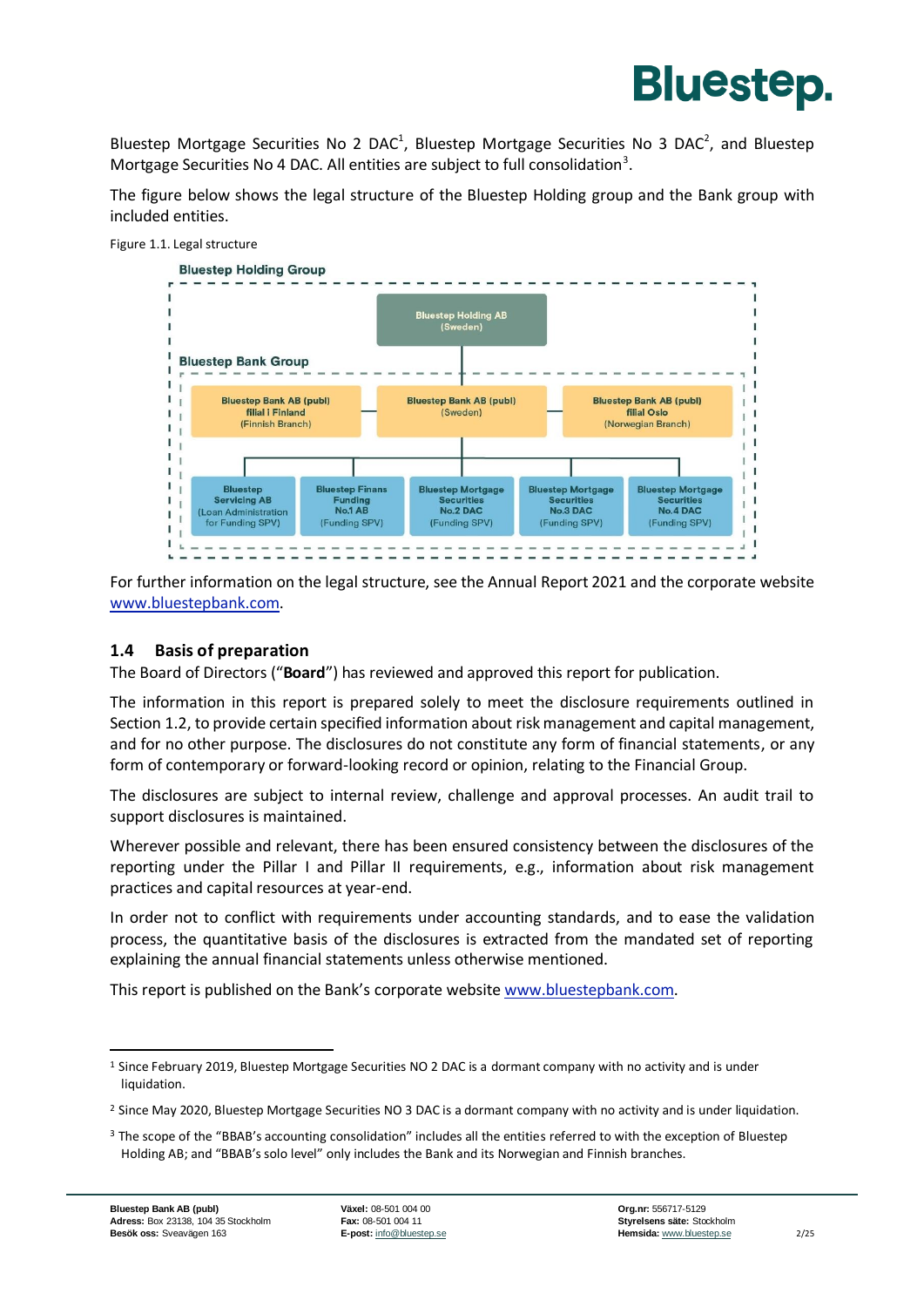Bluestep Mortgage Securities No 2 DAC[1], Bluestep Mortgage Securities No 3 DAC[2], and Bluestep Mortgage Securities No 4 DAC. All entities are subject to full consolidation[3].

The figure below shows the legal structure of the Bluestep Holding group and the Bank group with included entities.

Figure 1.1. Legal structure

Bluestep Holding Group

Bluestep Holding AB (Sweden)

Bluestep Bank Group

Bluestep Bank AB (publ) filial i Finland (Finnish Branch)

Bluestep Bank AB (publ) (Sweden)

Bluestep Bank AB (publ) filial Oslo (Norwegian Branch)

Bluestep Servicing AB (Loan Administration for Funding SPV)

Bluestep Finans Funding No.1 AB (Funding SPV)

Bluestep Mortgage Securities No.2 DAC (Funding SPV)

Bluestep Mortgage Securities No.3 DAC (Funding SPV)

Bluestep Mortgage Securities No.4 DAC (Funding SPV)

For further information on the legal structure, see the Annual Report 2021 and the corporate website www.bluestepbank.com.

## 1.4 Basis of preparation

The Board of Directors ("**Board**") has reviewed and approved this report for publication.

The information in this report is prepared solely to meet the disclosure requirements outlined in Section 1.2, to provide certain specified information about risk management and capital management, and for no other purpose. The disclosures do not constitute any form of financial statements, or any form of contemporary or forward-looking record or opinion, relating to the Financial Group.

The disclosures are subject to internal review, challenge and approval processes. An audit trail to support disclosures is maintained.

Wherever possible and relevant, there has been ensured consistency between the disclosures of the reporting under the Pillar I and Pillar II requirements, e.g., information about risk management practices and capital resources at year-end.

In order not to conflict with requirements under accounting standards, and to ease the validation process, the quantitative basis of the disclosures is extracted from the mandated set of reporting explaining the annual financial statements unless otherwise mentioned.

This report is published on the Bank's corporate website www.bluestepbank.com.

---

[1] Since February 2019, Bluestep Mortgage Securities NO 2 DAC is a dormant company with no activity and is under liquidation.

[2] Since May 2020, Bluestep Mortgage Securities NO 3 DAC is a dormant company with no activity and is under liquidation.

[3] The scope of the "BBAB's accounting consolidation" includes all the entities referred to with the exception of Bluestep Holding AB; and "BBAB's solo level" only includes the Bank and its Norwegian and Finnish branches.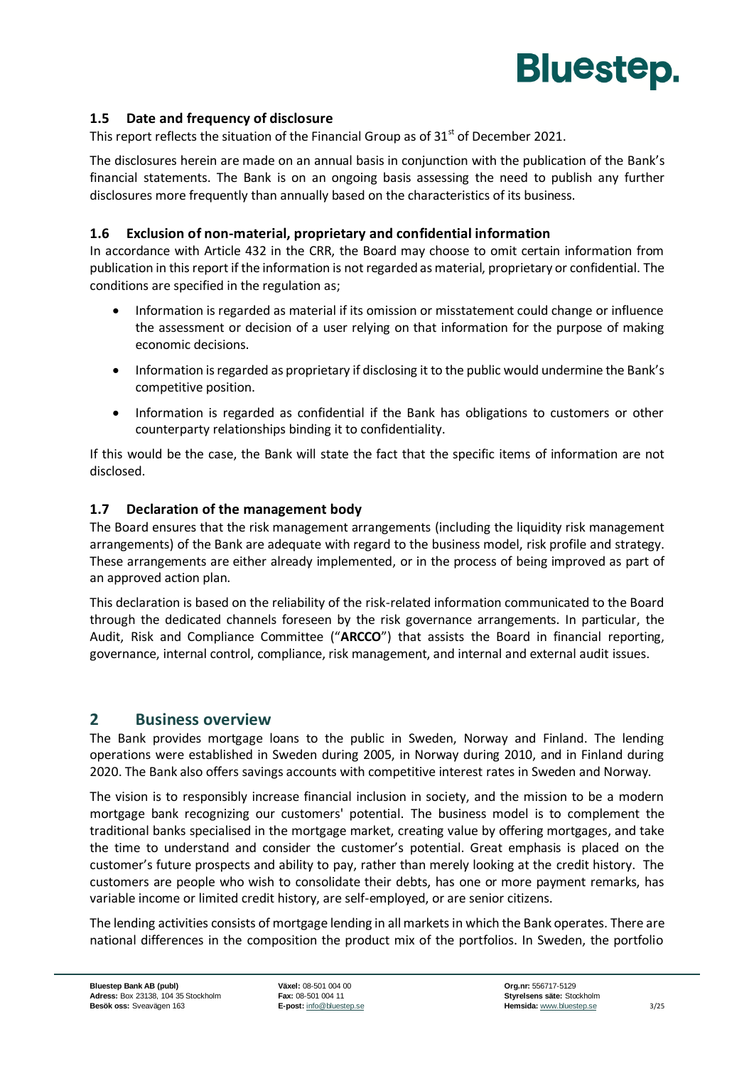### 1.5 Date and frequency of disclosure

This report reflects the situation of the Financial Group as of 31st of December 2021.

The disclosures herein are made on an annual basis in conjunction with the publication of the Bank's financial statements. The Bank is on an ongoing basis assessing the need to publish any further disclosures more frequently than annually based on the characteristics of its business.

### 1.6 Exclusion of non-material, proprietary and confidential information

In accordance with Article 432 in the CRR, the Board may choose to omit certain information from publication in this report if the information is not regarded as material, proprietary or confidential. The conditions are specified in the regulation as;

- Information is regarded as material if its omission or misstatement could change or influence the assessment or decision of a user relying on that information for the purpose of making economic decisions.
- Information is regarded as proprietary if disclosing it to the public would undermine the Bank's competitive position.
- Information is regarded as confidential if the Bank has obligations to customers or other counterparty relationships binding it to confidentiality.

If this would be the case, the Bank will state the fact that the specific items of information are not disclosed.

### 1.7 Declaration of the management body

The Board ensures that the risk management arrangements (including the liquidity risk management arrangements) of the Bank are adequate with regard to the business model, risk profile and strategy. These arrangements are either already implemented, or in the process of being improved as part of an approved action plan.

This declaration is based on the reliability of the risk-related information communicated to the Board through the dedicated channels foreseen by the risk governance arrangements. In particular, the Audit, Risk and Compliance Committee ("**ARCCO**") that assists the Board in financial reporting, governance, internal control, compliance, risk management, and internal and external audit issues.

## 2 Business overview

The Bank provides mortgage loans to the public in Sweden, Norway and Finland. The lending operations were established in Sweden during 2005, in Norway during 2010, and in Finland during 2020. The Bank also offers savings accounts with competitive interest rates in Sweden and Norway.

The vision is to responsibly increase financial inclusion in society, and the mission to be a modern mortgage bank recognizing our customers' potential. The business model is to complement the traditional banks specialised in the mortgage market, creating value by offering mortgages, and take the time to understand and consider the customer's potential. Great emphasis is placed on the customer's future prospects and ability to pay, rather than merely looking at the credit history. The customers are people who wish to consolidate their debts, has one or more payment remarks, has variable income or limited credit history, are self-employed, or are senior citizens.

The lending activities consists of mortgage lending in all markets in which the Bank operates. There are national differences in the composition the product mix of the portfolios. In Sweden, the portfolio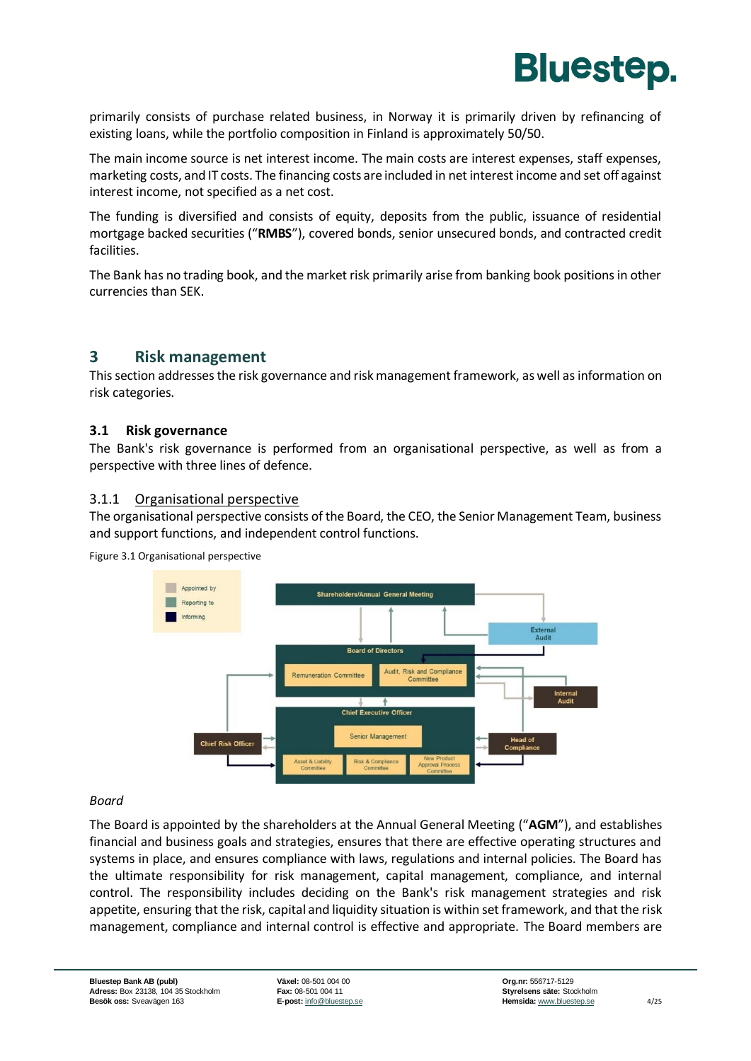primarily consists of purchase related business, in Norway it is primarily driven by refinancing of existing loans, while the portfolio composition in Finland is approximately 50/50.

The main income source is net interest income. The main costs are interest expenses, staff expenses, marketing costs, and IT costs. The financing costs are included in net interest income and set off against interest income, not specified as a net cost.

The funding is diversified and consists of equity, deposits from the public, issuance of residential mortgage backed securities ("**RMBS**"), covered bonds, senior unsecured bonds, and contracted credit facilities.

The Bank has no trading book, and the market risk primarily arise from banking book positions in other currencies than SEK.

# 3 Risk management

This section addresses the risk governance and risk management framework, as well as information on risk categories.

## 3.1 Risk governance

The Bank's risk governance is performed from an organisational perspective, as well as from a perspective with three lines of defence.

### 3.1.1 Organisational perspective

The organisational perspective consists of the Board, the CEO, the Senior Management Team, business and support functions, and independent control functions.

Figure 3.1 Organisational perspective

*Board*

The Board is appointed by the shareholders at the Annual General Meeting ("**AGM**"), and establishes financial and business goals and strategies, ensures that there are effective operating structures and systems in place, and ensures compliance with laws, regulations and internal policies. The Board has the ultimate responsibility for risk management, capital management, compliance, and internal control. The responsibility includes deciding on the Bank's risk management strategies and risk appetite, ensuring that the risk, capital and liquidity situation is within set framework, and that the risk management, compliance and internal control is effective and appropriate. The Board members are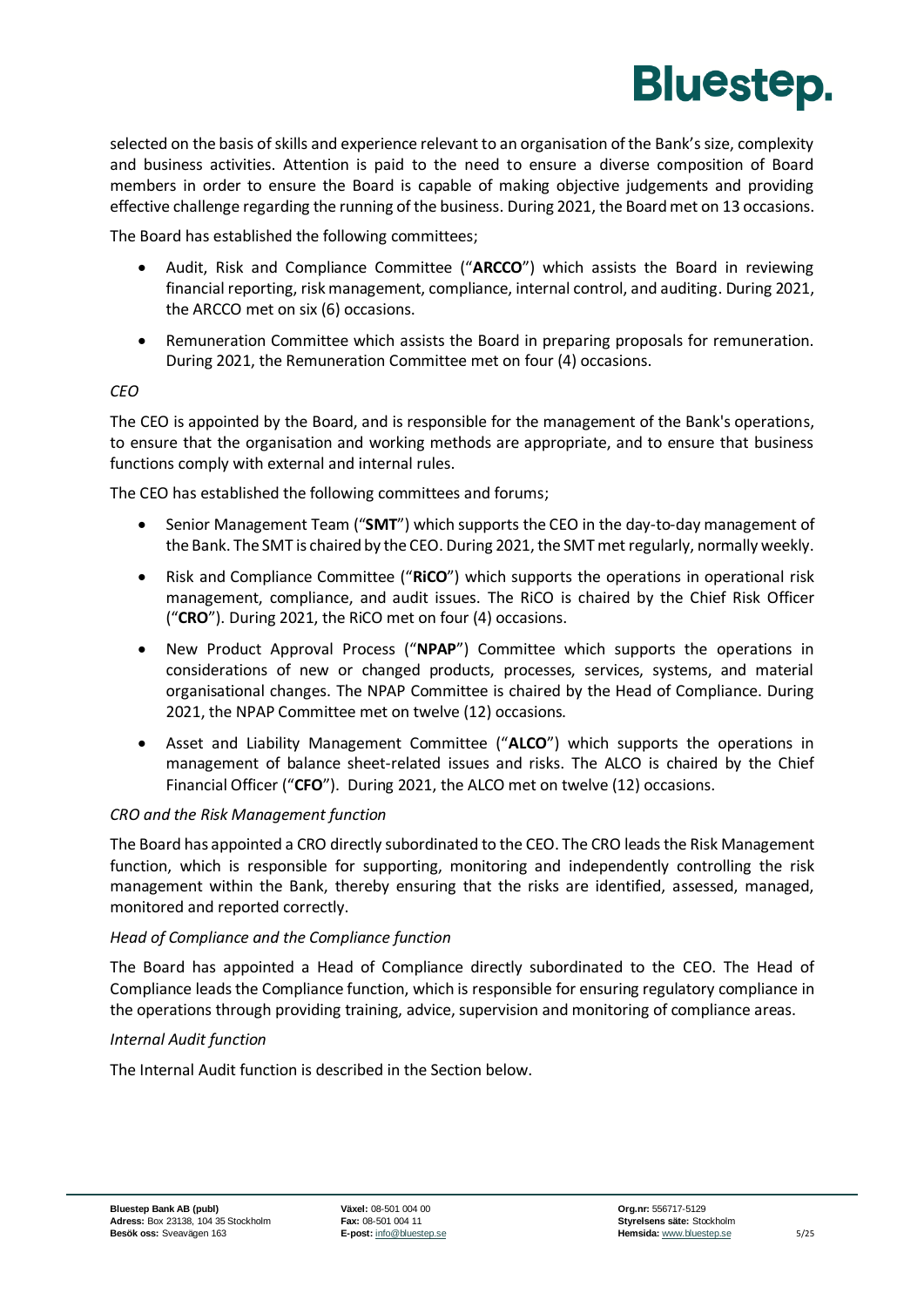selected on the basis of skills and experience relevant to an organisation of the Bank's size, complexity and business activities. Attention is paid to the need to ensure a diverse composition of Board members in order to ensure the Board is capable of making objective judgements and providing effective challenge regarding the running of the business. During 2021, the Board met on 13 occasions.

The Board has established the following committees;

- Audit, Risk and Compliance Committee ("**ARCCO**") which assists the Board in reviewing financial reporting, risk management, compliance, internal control, and auditing. During 2021, the ARCCO met on six (6) occasions.
- Remuneration Committee which assists the Board in preparing proposals for remuneration. During 2021, the Remuneration Committee met on four (4) occasions.

*CEO*

The CEO is appointed by the Board, and is responsible for the management of the Bank's operations, to ensure that the organisation and working methods are appropriate, and to ensure that business functions comply with external and internal rules.

The CEO has established the following committees and forums;

- Senior Management Team ("**SMT**") which supports the CEO in the day-to-day management of the Bank. The SMT is chaired by the CEO. During 2021, the SMT met regularly, normally weekly.
- Risk and Compliance Committee ("**RiCO**") which supports the operations in operational risk management, compliance, and audit issues. The RiCO is chaired by the Chief Risk Officer ("**CRO**"). During 2021, the RiCO met on four (4) occasions.
- New Product Approval Process ("**NPAP**") Committee which supports the operations in considerations of new or changed products, processes, services, systems, and material organisational changes. The NPAP Committee is chaired by the Head of Compliance. During 2021, the NPAP Committee met on twelve (12) occasions.
- Asset and Liability Management Committee ("**ALCO**") which supports the operations in management of balance sheet-related issues and risks. The ALCO is chaired by the Chief Financial Officer ("**CFO**"). During 2021, the ALCO met on twelve (12) occasions.

*CRO and the Risk Management function*

The Board has appointed a CRO directly subordinated to the CEO. The CRO leads the Risk Management function, which is responsible for supporting, monitoring and independently controlling the risk management within the Bank, thereby ensuring that the risks are identified, assessed, managed, monitored and reported correctly.

*Head of Compliance and the Compliance function*

The Board has appointed a Head of Compliance directly subordinated to the CEO. The Head of Compliance leads the Compliance function, which is responsible for ensuring regulatory compliance in the operations through providing training, advice, supervision and monitoring of compliance areas.

*Internal Audit function*

The Internal Audit function is described in the Section below.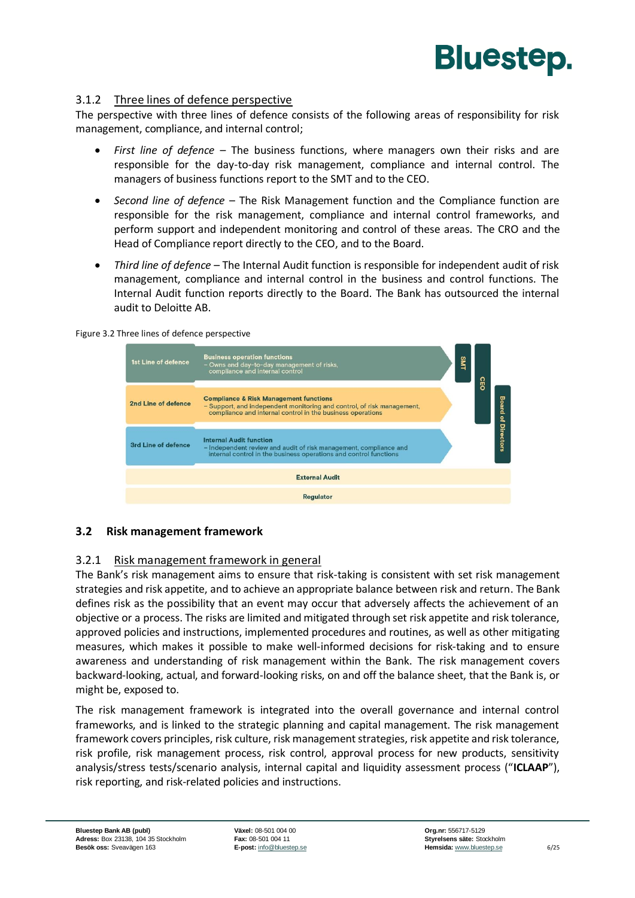### 3.1.2 Three lines of defence perspective

The perspective with three lines of defence consists of the following areas of responsibility for risk management, compliance, and internal control;

- *First line of defence* – The business functions, where managers own their risks and are responsible for the day-to-day risk management, compliance and internal control. The managers of business functions report to the SMT and to the CEO.
- *Second line of defence* – The Risk Management function and the Compliance function are responsible for the risk management, compliance and internal control frameworks, and perform support and independent monitoring and control of these areas. The CRO and the Head of Compliance report directly to the CEO, and to the Board.
- *Third line of defence* – The Internal Audit function is responsible for independent audit of risk management, compliance and internal control in the business and control functions. The Internal Audit function reports directly to the Board. The Bank has outsourced the internal audit to Deloitte AB.

Figure 3.2 Three lines of defence perspective

| | | |
|---|---|---|
| 1st Line of defence | **Business operation functions**<br>– Owns and day-to-day management of risks, compliance and internal control | SMT, CEO, Board of Directors |
| 2nd Line of defence | **Compliance & Risk Management functions**<br>– Support, and independent monitoring and control, of risk management, compliance and internal control in the business operations | CEO, Board of Directors |
| 3rd Line of defence | **Internal Audit function**<br>– Independent review and audit of risk management, compliance and internal control in the business operations and control functions | Board of Directors |
| | External Audit | |
| | Regulator | |

## 3.2 Risk management framework

### 3.2.1 Risk management framework in general

The Bank's risk management aims to ensure that risk-taking is consistent with set risk management strategies and risk appetite, and to achieve an appropriate balance between risk and return. The Bank defines risk as the possibility that an event may occur that adversely affects the achievement of an objective or a process. The risks are limited and mitigated through set risk appetite and risk tolerance, approved policies and instructions, implemented procedures and routines, as well as other mitigating measures, which makes it possible to make well-informed decisions for risk-taking and to ensure awareness and understanding of risk management within the Bank. The risk management covers backward-looking, actual, and forward-looking risks, on and off the balance sheet, that the Bank is, or might be, exposed to.

The risk management framework is integrated into the overall governance and internal control frameworks, and is linked to the strategic planning and capital management. The risk management framework covers principles, risk culture, risk management strategies, risk appetite and risk tolerance, risk profile, risk management process, risk control, approval process for new products, sensitivity analysis/stress tests/scenario analysis, internal capital and liquidity assessment process ("**ICLAAP**"), risk reporting, and risk-related policies and instructions.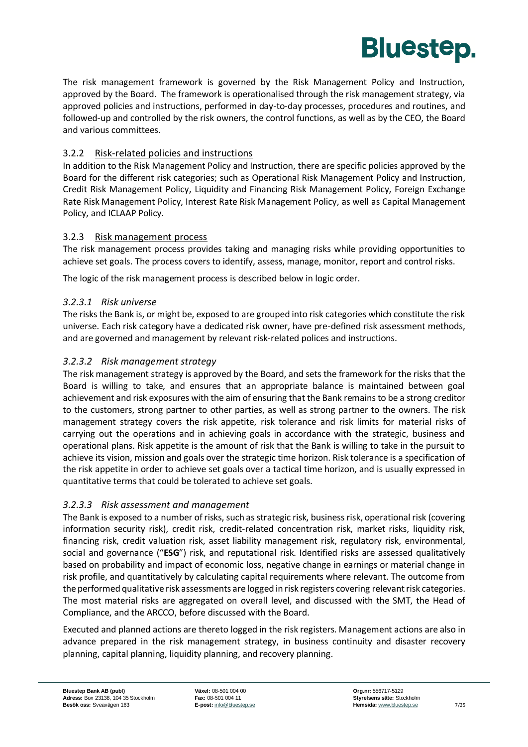The risk management framework is governed by the Risk Management Policy and Instruction, approved by the Board. The framework is operationalised through the risk management strategy, via approved policies and instructions, performed in day-to-day processes, procedures and routines, and followed-up and controlled by the risk owners, the control functions, as well as by the CEO, the Board and various committees.

### 3.2.2 Risk-related policies and instructions

In addition to the Risk Management Policy and Instruction, there are specific policies approved by the Board for the different risk categories; such as Operational Risk Management Policy and Instruction, Credit Risk Management Policy, Liquidity and Financing Risk Management Policy, Foreign Exchange Rate Risk Management Policy, Interest Rate Risk Management Policy, as well as Capital Management Policy, and ICLAAP Policy.

### 3.2.3 Risk management process

The risk management process provides taking and managing risks while providing opportunities to achieve set goals. The process covers to identify, assess, manage, monitor, report and control risks.

The logic of the risk management process is described below in logic order.

#### *3.2.3.1 Risk universe*

The risks the Bank is, or might be, exposed to are grouped into risk categories which constitute the risk universe. Each risk category have a dedicated risk owner, have pre-defined risk assessment methods, and are governed and management by relevant risk-related polices and instructions.

#### *3.2.3.2 Risk management strategy*

The risk management strategy is approved by the Board, and sets the framework for the risks that the Board is willing to take, and ensures that an appropriate balance is maintained between goal achievement and risk exposures with the aim of ensuring that the Bank remains to be a strong creditor to the customers, strong partner to other parties, as well as strong partner to the owners. The risk management strategy covers the risk appetite, risk tolerance and risk limits for material risks of carrying out the operations and in achieving goals in accordance with the strategic, business and operational plans. Risk appetite is the amount of risk that the Bank is willing to take in the pursuit to achieve its vision, mission and goals over the strategic time horizon. Risk tolerance is a specification of the risk appetite in order to achieve set goals over a tactical time horizon, and is usually expressed in quantitative terms that could be tolerated to achieve set goals.

#### *3.2.3.3 Risk assessment and management*

The Bank is exposed to a number of risks, such as strategic risk, business risk, operational risk (covering information security risk), credit risk, credit-related concentration risk, market risks, liquidity risk, financing risk, credit valuation risk, asset liability management risk, regulatory risk, environmental, social and governance ("**ESG**") risk, and reputational risk. Identified risks are assessed qualitatively based on probability and impact of economic loss, negative change in earnings or material change in risk profile, and quantitatively by calculating capital requirements where relevant. The outcome from the performed qualitative risk assessments are logged in risk registers covering relevant risk categories. The most material risks are aggregated on overall level, and discussed with the SMT, the Head of Compliance, and the ARCCO, before discussed with the Board.

Executed and planned actions are thereto logged in the risk registers. Management actions are also in advance prepared in the risk management strategy, in business continuity and disaster recovery planning, capital planning, liquidity planning, and recovery planning.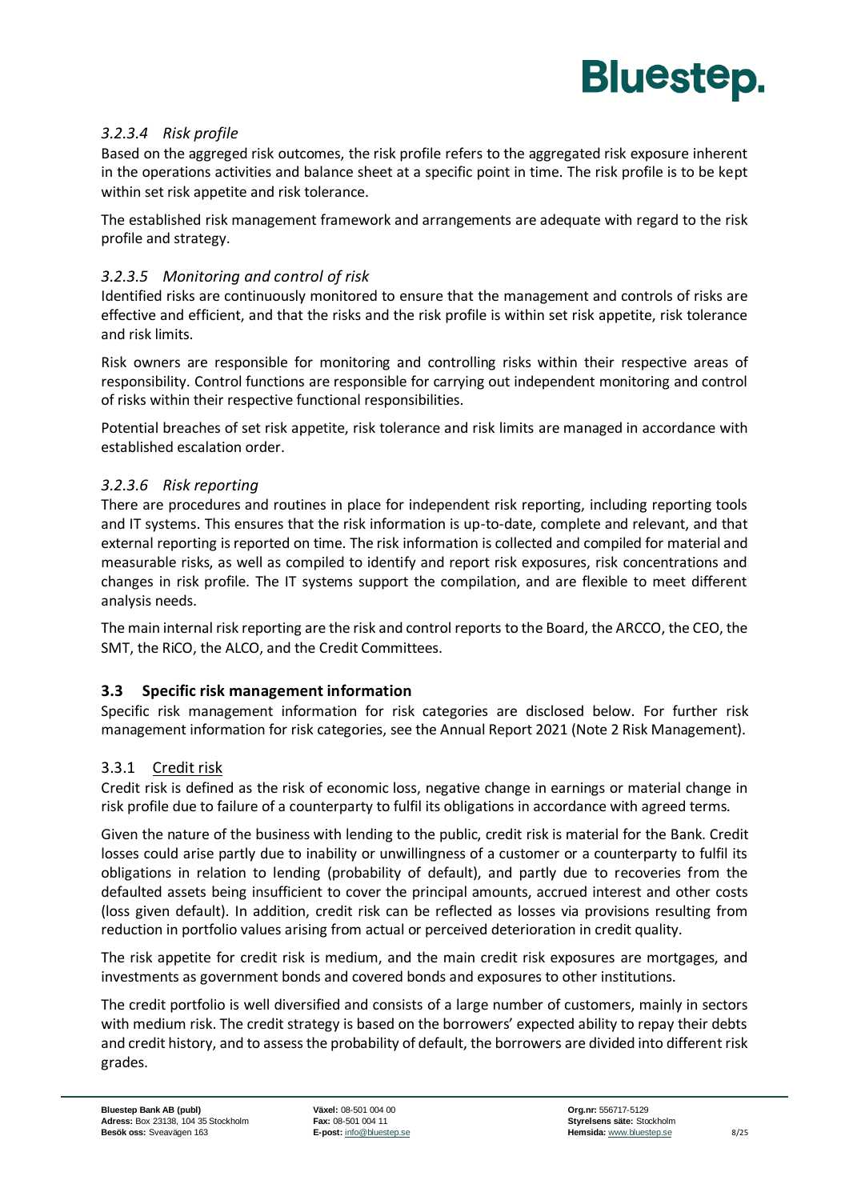#### *3.2.3.4 Risk profile*

Based on the aggreged risk outcomes, the risk profile refers to the aggregated risk exposure inherent in the operations activities and balance sheet at a specific point in time. The risk profile is to be kept within set risk appetite and risk tolerance.

The established risk management framework and arrangements are adequate with regard to the risk profile and strategy.

#### *3.2.3.5 Monitoring and control of risk*

Identified risks are continuously monitored to ensure that the management and controls of risks are effective and efficient, and that the risks and the risk profile is within set risk appetite, risk tolerance and risk limits.

Risk owners are responsible for monitoring and controlling risks within their respective areas of responsibility. Control functions are responsible for carrying out independent monitoring and control of risks within their respective functional responsibilities.

Potential breaches of set risk appetite, risk tolerance and risk limits are managed in accordance with established escalation order.

#### *3.2.3.6 Risk reporting*

There are procedures and routines in place for independent risk reporting, including reporting tools and IT systems. This ensures that the risk information is up-to-date, complete and relevant, and that external reporting is reported on time. The risk information is collected and compiled for material and measurable risks, as well as compiled to identify and report risk exposures, risk concentrations and changes in risk profile. The IT systems support the compilation, and are flexible to meet different analysis needs.

The main internal risk reporting are the risk and control reports to the Board, the ARCCO, the CEO, the SMT, the RiCO, the ALCO, and the Credit Committees.

## 3.3 Specific risk management information

Specific risk management information for risk categories are disclosed below. For further risk management information for risk categories, see the Annual Report 2021 (Note 2 Risk Management).

### 3.3.1 Credit risk

Credit risk is defined as the risk of economic loss, negative change in earnings or material change in risk profile due to failure of a counterparty to fulfil its obligations in accordance with agreed terms.

Given the nature of the business with lending to the public, credit risk is material for the Bank. Credit losses could arise partly due to inability or unwillingness of a customer or a counterparty to fulfil its obligations in relation to lending (probability of default), and partly due to recoveries from the defaulted assets being insufficient to cover the principal amounts, accrued interest and other costs (loss given default). In addition, credit risk can be reflected as losses via provisions resulting from reduction in portfolio values arising from actual or perceived deterioration in credit quality.

The risk appetite for credit risk is medium, and the main credit risk exposures are mortgages, and investments as government bonds and covered bonds and exposures to other institutions.

The credit portfolio is well diversified and consists of a large number of customers, mainly in sectors with medium risk. The credit strategy is based on the borrowers' expected ability to repay their debts and credit history, and to assess the probability of default, the borrowers are divided into different risk grades.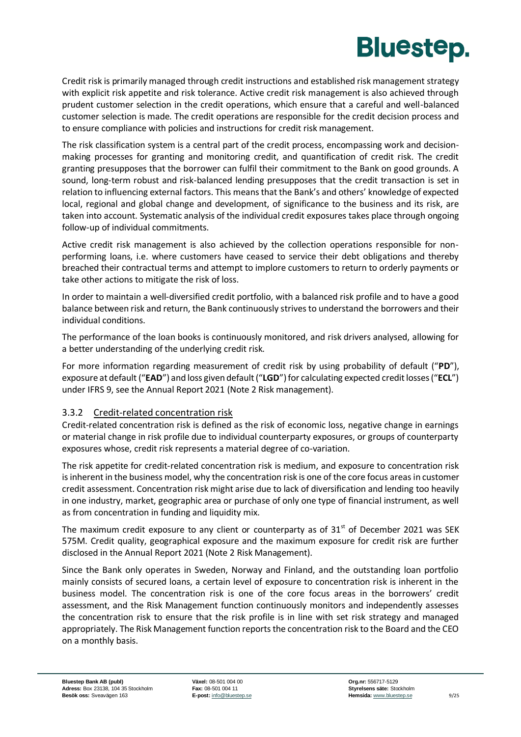Credit risk is primarily managed through credit instructions and established risk management strategy with explicit risk appetite and risk tolerance. Active credit risk management is also achieved through prudent customer selection in the credit operations, which ensure that a careful and well-balanced customer selection is made. The credit operations are responsible for the credit decision process and to ensure compliance with policies and instructions for credit risk management.

The risk classification system is a central part of the credit process, encompassing work and decision-making processes for granting and monitoring credit, and quantification of credit risk. The credit granting presupposes that the borrower can fulfil their commitment to the Bank on good grounds. A sound, long-term robust and risk-balanced lending presupposes that the credit transaction is set in relation to influencing external factors. This means that the Bank's and others' knowledge of expected local, regional and global change and development, of significance to the business and its risk, are taken into account. Systematic analysis of the individual credit exposures takes place through ongoing follow-up of individual commitments.

Active credit risk management is also achieved by the collection operations responsible for non-performing loans, i.e. where customers have ceased to service their debt obligations and thereby breached their contractual terms and attempt to implore customers to return to orderly payments or take other actions to mitigate the risk of loss.

In order to maintain a well-diversified credit portfolio, with a balanced risk profile and to have a good balance between risk and return, the Bank continuously strives to understand the borrowers and their individual conditions.

The performance of the loan books is continuously monitored, and risk drivers analysed, allowing for a better understanding of the underlying credit risk.

For more information regarding measurement of credit risk by using probability of default ("**PD**"), exposure at default ("**EAD**") and loss given default ("**LGD**") for calculating expected credit losses ("**ECL**") under IFRS 9, see the Annual Report 2021 (Note 2 Risk management).

### 3.3.2 Credit-related concentration risk

Credit-related concentration risk is defined as the risk of economic loss, negative change in earnings or material change in risk profile due to individual counterparty exposures, or groups of counterparty exposures whose, credit risk represents a material degree of co-variation.

The risk appetite for credit-related concentration risk is medium, and exposure to concentration risk is inherent in the business model, why the concentration risk is one of the core focus areas in customer credit assessment. Concentration risk might arise due to lack of diversification and lending too heavily in one industry, market, geographic area or purchase of only one type of financial instrument, as well as from concentration in funding and liquidity mix.

The maximum credit exposure to any client or counterparty as of 31st of December 2021 was SEK 575M. Credit quality, geographical exposure and the maximum exposure for credit risk are further disclosed in the Annual Report 2021 (Note 2 Risk Management).

Since the Bank only operates in Sweden, Norway and Finland, and the outstanding loan portfolio mainly consists of secured loans, a certain level of exposure to concentration risk is inherent in the business model. The concentration risk is one of the core focus areas in the borrowers' credit assessment, and the Risk Management function continuously monitors and independently assesses the concentration risk to ensure that the risk profile is in line with set risk strategy and managed appropriately. The Risk Management function reports the concentration risk to the Board and the CEO on a monthly basis.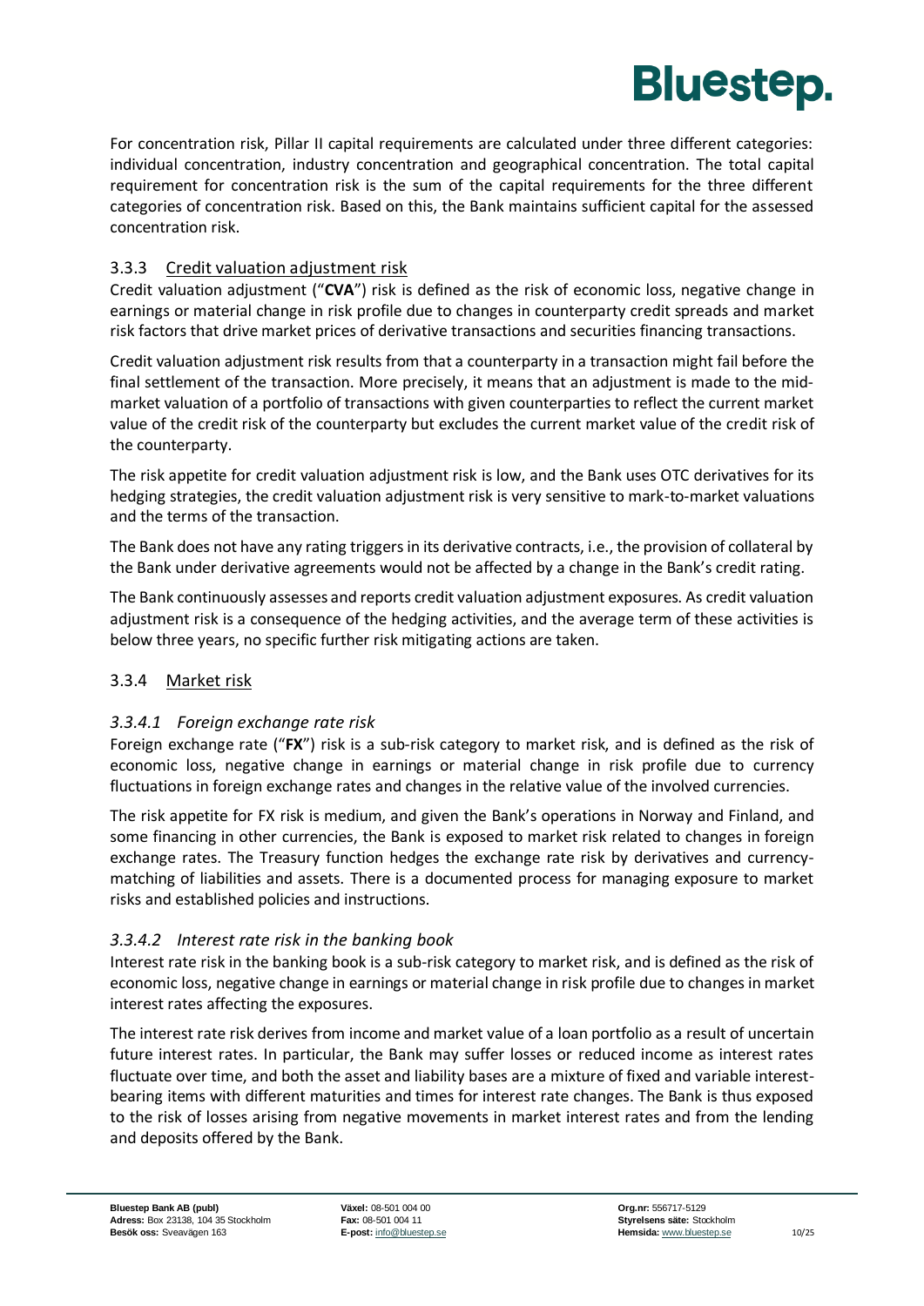For concentration risk, Pillar II capital requirements are calculated under three different categories: individual concentration, industry concentration and geographical concentration. The total capital requirement for concentration risk is the sum of the capital requirements for the three different categories of concentration risk. Based on this, the Bank maintains sufficient capital for the assessed concentration risk.

### 3.3.3 Credit valuation adjustment risk

Credit valuation adjustment ("**CVA**") risk is defined as the risk of economic loss, negative change in earnings or material change in risk profile due to changes in counterparty credit spreads and market risk factors that drive market prices of derivative transactions and securities financing transactions.

Credit valuation adjustment risk results from that a counterparty in a transaction might fail before the final settlement of the transaction. More precisely, it means that an adjustment is made to the mid-market valuation of a portfolio of transactions with given counterparties to reflect the current market value of the credit risk of the counterparty but excludes the current market value of the credit risk of the counterparty.

The risk appetite for credit valuation adjustment risk is low, and the Bank uses OTC derivatives for its hedging strategies, the credit valuation adjustment risk is very sensitive to mark-to-market valuations and the terms of the transaction.

The Bank does not have any rating triggers in its derivative contracts, i.e., the provision of collateral by the Bank under derivative agreements would not be affected by a change in the Bank's credit rating.

The Bank continuously assesses and reports credit valuation adjustment exposures. As credit valuation adjustment risk is a consequence of the hedging activities, and the average term of these activities is below three years, no specific further risk mitigating actions are taken.

### 3.3.4 Market risk

#### *3.3.4.1 Foreign exchange rate risk*

Foreign exchange rate ("**FX**") risk is a sub-risk category to market risk, and is defined as the risk of economic loss, negative change in earnings or material change in risk profile due to currency fluctuations in foreign exchange rates and changes in the relative value of the involved currencies.

The risk appetite for FX risk is medium, and given the Bank's operations in Norway and Finland, and some financing in other currencies, the Bank is exposed to market risk related to changes in foreign exchange rates. The Treasury function hedges the exchange rate risk by derivatives and currency-matching of liabilities and assets. There is a documented process for managing exposure to market risks and established policies and instructions.

#### *3.3.4.2 Interest rate risk in the banking book*

Interest rate risk in the banking book is a sub-risk category to market risk, and is defined as the risk of economic loss, negative change in earnings or material change in risk profile due to changes in market interest rates affecting the exposures.

The interest rate risk derives from income and market value of a loan portfolio as a result of uncertain future interest rates. In particular, the Bank may suffer losses or reduced income as interest rates fluctuate over time, and both the asset and liability bases are a mixture of fixed and variable interest-bearing items with different maturities and times for interest rate changes. The Bank is thus exposed to the risk of losses arising from negative movements in market interest rates and from the lending and deposits offered by the Bank.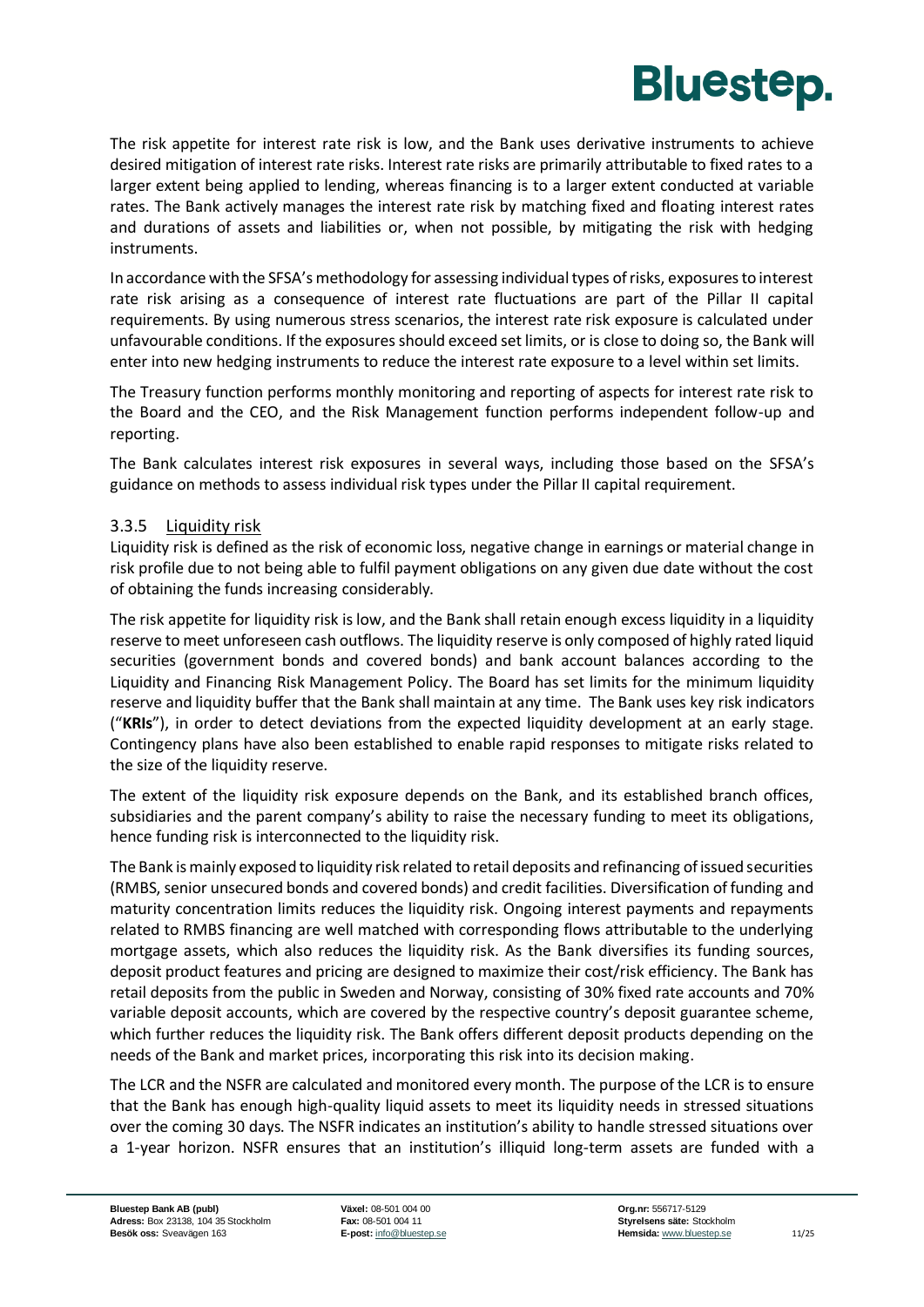The risk appetite for interest rate risk is low, and the Bank uses derivative instruments to achieve desired mitigation of interest rate risks. Interest rate risks are primarily attributable to fixed rates to a larger extent being applied to lending, whereas financing is to a larger extent conducted at variable rates. The Bank actively manages the interest rate risk by matching fixed and floating interest rates and durations of assets and liabilities or, when not possible, by mitigating the risk with hedging instruments.

In accordance with the SFSA's methodology for assessing individual types of risks, exposures to interest rate risk arising as a consequence of interest rate fluctuations are part of the Pillar II capital requirements. By using numerous stress scenarios, the interest rate risk exposure is calculated under unfavourable conditions. If the exposures should exceed set limits, or is close to doing so, the Bank will enter into new hedging instruments to reduce the interest rate exposure to a level within set limits.

The Treasury function performs monthly monitoring and reporting of aspects for interest rate risk to the Board and the CEO, and the Risk Management function performs independent follow-up and reporting.

The Bank calculates interest risk exposures in several ways, including those based on the SFSA's guidance on methods to assess individual risk types under the Pillar II capital requirement.

### 3.3.5 Liquidity risk

Liquidity risk is defined as the risk of economic loss, negative change in earnings or material change in risk profile due to not being able to fulfil payment obligations on any given due date without the cost of obtaining the funds increasing considerably.

The risk appetite for liquidity risk is low, and the Bank shall retain enough excess liquidity in a liquidity reserve to meet unforeseen cash outflows. The liquidity reserve is only composed of highly rated liquid securities (government bonds and covered bonds) and bank account balances according to the Liquidity and Financing Risk Management Policy. The Board has set limits for the minimum liquidity reserve and liquidity buffer that the Bank shall maintain at any time. The Bank uses key risk indicators ("**KRIs**"), in order to detect deviations from the expected liquidity development at an early stage. Contingency plans have also been established to enable rapid responses to mitigate risks related to the size of the liquidity reserve.

The extent of the liquidity risk exposure depends on the Bank, and its established branch offices, subsidiaries and the parent company's ability to raise the necessary funding to meet its obligations, hence funding risk is interconnected to the liquidity risk.

The Bank is mainly exposed to liquidity risk related to retail deposits and refinancing of issued securities (RMBS, senior unsecured bonds and covered bonds) and credit facilities. Diversification of funding and maturity concentration limits reduces the liquidity risk. Ongoing interest payments and repayments related to RMBS financing are well matched with corresponding flows attributable to the underlying mortgage assets, which also reduces the liquidity risk. As the Bank diversifies its funding sources, deposit product features and pricing are designed to maximize their cost/risk efficiency. The Bank has retail deposits from the public in Sweden and Norway, consisting of 30% fixed rate accounts and 70% variable deposit accounts, which are covered by the respective country's deposit guarantee scheme, which further reduces the liquidity risk. The Bank offers different deposit products depending on the needs of the Bank and market prices, incorporating this risk into its decision making.

The LCR and the NSFR are calculated and monitored every month. The purpose of the LCR is to ensure that the Bank has enough high-quality liquid assets to meet its liquidity needs in stressed situations over the coming 30 days. The NSFR indicates an institution's ability to handle stressed situations over a 1-year horizon. NSFR ensures that an institution's illiquid long-term assets are funded with a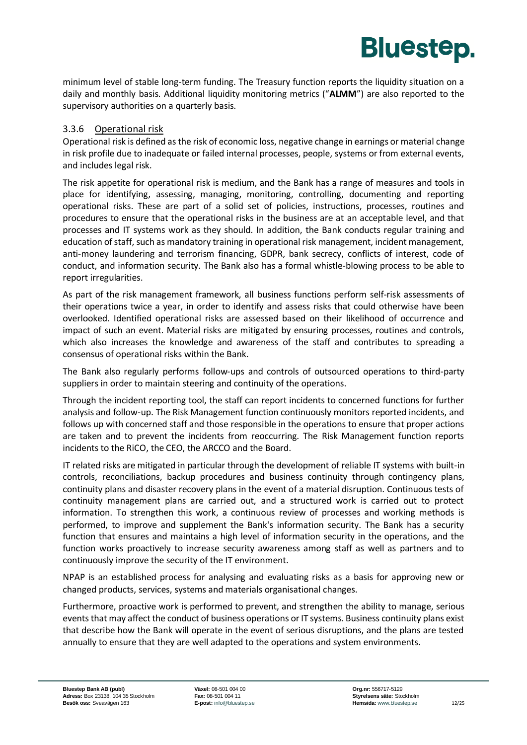minimum level of stable long-term funding. The Treasury function reports the liquidity situation on a daily and monthly basis. Additional liquidity monitoring metrics ("**ALMM**") are also reported to the supervisory authorities on a quarterly basis.

### 3.3.6 Operational risk

Operational risk is defined as the risk of economic loss, negative change in earnings or material change in risk profile due to inadequate or failed internal processes, people, systems or from external events, and includes legal risk.

The risk appetite for operational risk is medium, and the Bank has a range of measures and tools in place for identifying, assessing, managing, monitoring, controlling, documenting and reporting operational risks. These are part of a solid set of policies, instructions, processes, routines and procedures to ensure that the operational risks in the business are at an acceptable level, and that processes and IT systems work as they should. In addition, the Bank conducts regular training and education of staff, such as mandatory training in operational risk management, incident management, anti-money laundering and terrorism financing, GDPR, bank secrecy, conflicts of interest, code of conduct, and information security. The Bank also has a formal whistle-blowing process to be able to report irregularities.

As part of the risk management framework, all business functions perform self-risk assessments of their operations twice a year, in order to identify and assess risks that could otherwise have been overlooked. Identified operational risks are assessed based on their likelihood of occurrence and impact of such an event. Material risks are mitigated by ensuring processes, routines and controls, which also increases the knowledge and awareness of the staff and contributes to spreading a consensus of operational risks within the Bank.

The Bank also regularly performs follow-ups and controls of outsourced operations to third-party suppliers in order to maintain steering and continuity of the operations.

Through the incident reporting tool, the staff can report incidents to concerned functions for further analysis and follow-up. The Risk Management function continuously monitors reported incidents, and follows up with concerned staff and those responsible in the operations to ensure that proper actions are taken and to prevent the incidents from reoccurring. The Risk Management function reports incidents to the RiCO, the CEO, the ARCCO and the Board.

IT related risks are mitigated in particular through the development of reliable IT systems with built-in controls, reconciliations, backup procedures and business continuity through contingency plans, continuity plans and disaster recovery plans in the event of a material disruption. Continuous tests of continuity management plans are carried out, and a structured work is carried out to protect information. To strengthen this work, a continuous review of processes and working methods is performed, to improve and supplement the Bank's information security. The Bank has a security function that ensures and maintains a high level of information security in the operations, and the function works proactively to increase security awareness among staff as well as partners and to continuously improve the security of the IT environment.

NPAP is an established process for analysing and evaluating risks as a basis for approving new or changed products, services, systems and materials organisational changes.

Furthermore, proactive work is performed to prevent, and strengthen the ability to manage, serious events that may affect the conduct of business operations or IT systems. Business continuity plans exist that describe how the Bank will operate in the event of serious disruptions, and the plans are tested annually to ensure that they are well adapted to the operations and system environments.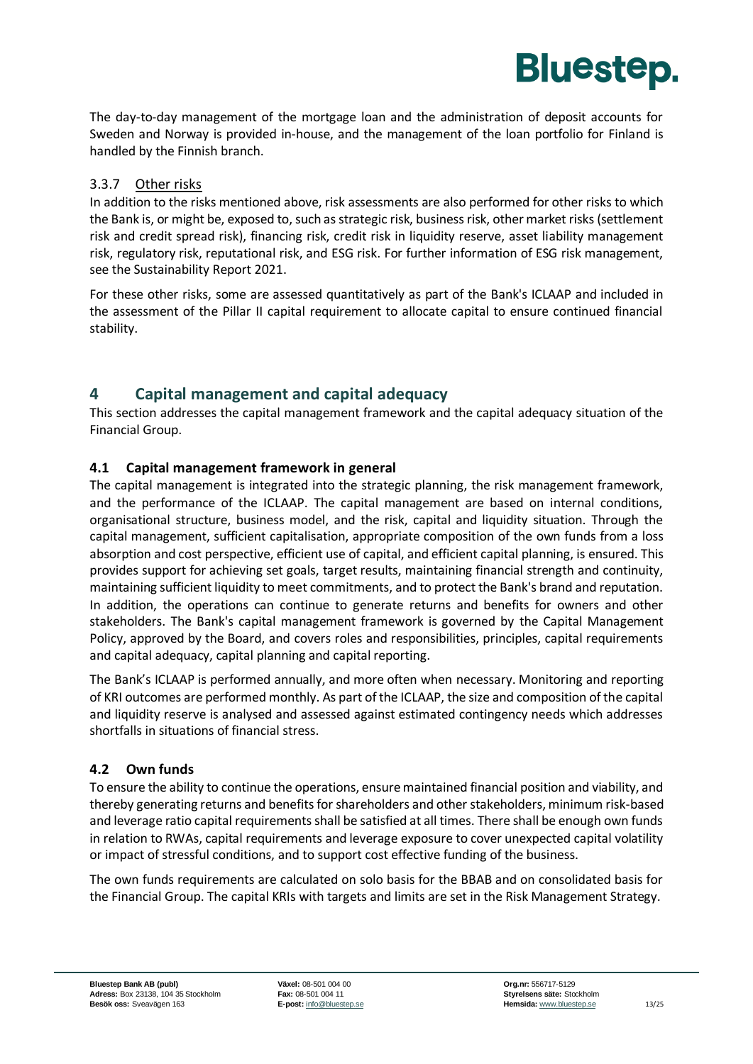The day-to-day management of the mortgage loan and the administration of deposit accounts for Sweden and Norway is provided in-house, and the management of the loan portfolio for Finland is handled by the Finnish branch.

### 3.3.7 Other risks

In addition to the risks mentioned above, risk assessments are also performed for other risks to which the Bank is, or might be, exposed to, such as strategic risk, business risk, other market risks (settlement risk and credit spread risk), financing risk, credit risk in liquidity reserve, asset liability management risk, regulatory risk, reputational risk, and ESG risk. For further information of ESG risk management, see the Sustainability Report 2021.

For these other risks, some are assessed quantitatively as part of the Bank's ICLAAP and included in the assessment of the Pillar II capital requirement to allocate capital to ensure continued financial stability.

# 4 Capital management and capital adequacy

This section addresses the capital management framework and the capital adequacy situation of the Financial Group.

## 4.1 Capital management framework in general

The capital management is integrated into the strategic planning, the risk management framework, and the performance of the ICLAAP. The capital management are based on internal conditions, organisational structure, business model, and the risk, capital and liquidity situation. Through the capital management, sufficient capitalisation, appropriate composition of the own funds from a loss absorption and cost perspective, efficient use of capital, and efficient capital planning, is ensured. This provides support for achieving set goals, target results, maintaining financial strength and continuity, maintaining sufficient liquidity to meet commitments, and to protect the Bank's brand and reputation. In addition, the operations can continue to generate returns and benefits for owners and other stakeholders. The Bank's capital management framework is governed by the Capital Management Policy, approved by the Board, and covers roles and responsibilities, principles, capital requirements and capital adequacy, capital planning and capital reporting.

The Bank's ICLAAP is performed annually, and more often when necessary. Monitoring and reporting of KRI outcomes are performed monthly. As part of the ICLAAP, the size and composition of the capital and liquidity reserve is analysed and assessed against estimated contingency needs which addresses shortfalls in situations of financial stress.

## 4.2 Own funds

To ensure the ability to continue the operations, ensure maintained financial position and viability, and thereby generating returns and benefits for shareholders and other stakeholders, minimum risk-based and leverage ratio capital requirements shall be satisfied at all times. There shall be enough own funds in relation to RWAs, capital requirements and leverage exposure to cover unexpected capital volatility or impact of stressful conditions, and to support cost effective funding of the business.

The own funds requirements are calculated on solo basis for the BBAB and on consolidated basis for the Financial Group. The capital KRIs with targets and limits are set in the Risk Management Strategy.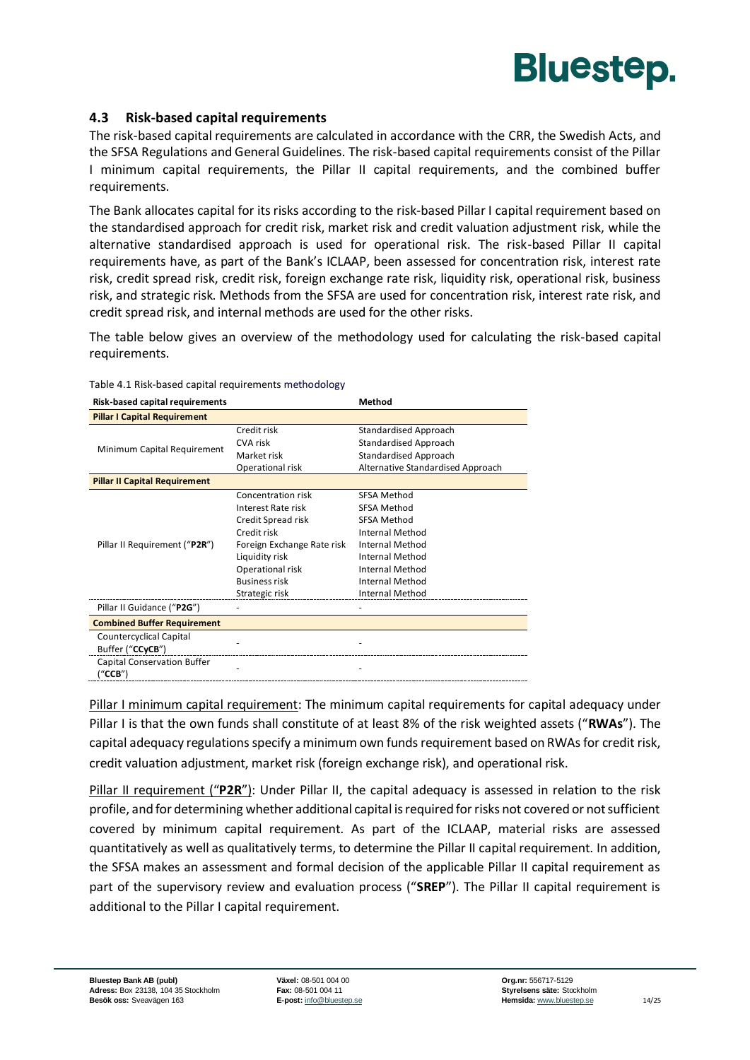## 4.3 Risk-based capital requirements

The risk-based capital requirements are calculated in accordance with the CRR, the Swedish Acts, and the SFSA Regulations and General Guidelines. The risk-based capital requirements consist of the Pillar I minimum capital requirements, the Pillar II capital requirements, and the combined buffer requirements.

The Bank allocates capital for its risks according to the risk-based Pillar I capital requirement based on the standardised approach for credit risk, market risk and credit valuation adjustment risk, while the alternative standardised approach is used for operational risk. The risk-based Pillar II capital requirements have, as part of the Bank's ICLAAP, been assessed for concentration risk, interest rate risk, credit spread risk, credit risk, foreign exchange rate risk, liquidity risk, operational risk, business risk, and strategic risk. Methods from the SFSA are used for concentration risk, interest rate risk, and credit spread risk, and internal methods are used for the other risks.

The table below gives an overview of the methodology used for calculating the risk-based capital requirements.

Table 4.1 Risk-based capital requirements methodology

| Risk-based capital requirements | | Method |
|---|---|---|
| **Pillar I Capital Requirement** | | |
| Minimum Capital Requirement | Credit risk | Standardised Approach |
| | CVA risk | Standardised Approach |
| | Market risk | Standardised Approach |
| | Operational risk | Alternative Standardised Approach |
| **Pillar II Capital Requirement** | | |
| Pillar II Requirement ("**P2R**") | Concentration risk | SFSA Method |
| | Interest Rate risk | SFSA Method |
| | Credit Spread risk | SFSA Method |
| | Credit risk | Internal Method |
| | Foreign Exchange Rate risk | Internal Method |
| | Liquidity risk | Internal Method |
| | Operational risk | Internal Method |
| | Business risk | Internal Method |
| | Strategic risk | Internal Method |
| Pillar II Guidance ("**P2G**") | - | - |
| **Combined Buffer Requirement** | | |
| Countercyclical Capital Buffer ("**CCyCB**") | - | - |
| Capital Conservation Buffer ("**CCB**") | - | - |

Pillar I minimum capital requirement: The minimum capital requirements for capital adequacy under Pillar I is that the own funds shall constitute of at least 8% of the risk weighted assets ("**RWAs**"). The capital adequacy regulations specify a minimum own funds requirement based on RWAs for credit risk, credit valuation adjustment, market risk (foreign exchange risk), and operational risk.

Pillar II requirement ("**P2R**"): Under Pillar II, the capital adequacy is assessed in relation to the risk profile, and for determining whether additional capital is required for risks not covered or not sufficient covered by minimum capital requirement. As part of the ICLAAP, material risks are assessed quantitatively as well as qualitatively terms, to determine the Pillar II capital requirement. In addition, the SFSA makes an assessment and formal decision of the applicable Pillar II capital requirement as part of the supervisory review and evaluation process ("**SREP**"). The Pillar II capital requirement is additional to the Pillar I capital requirement.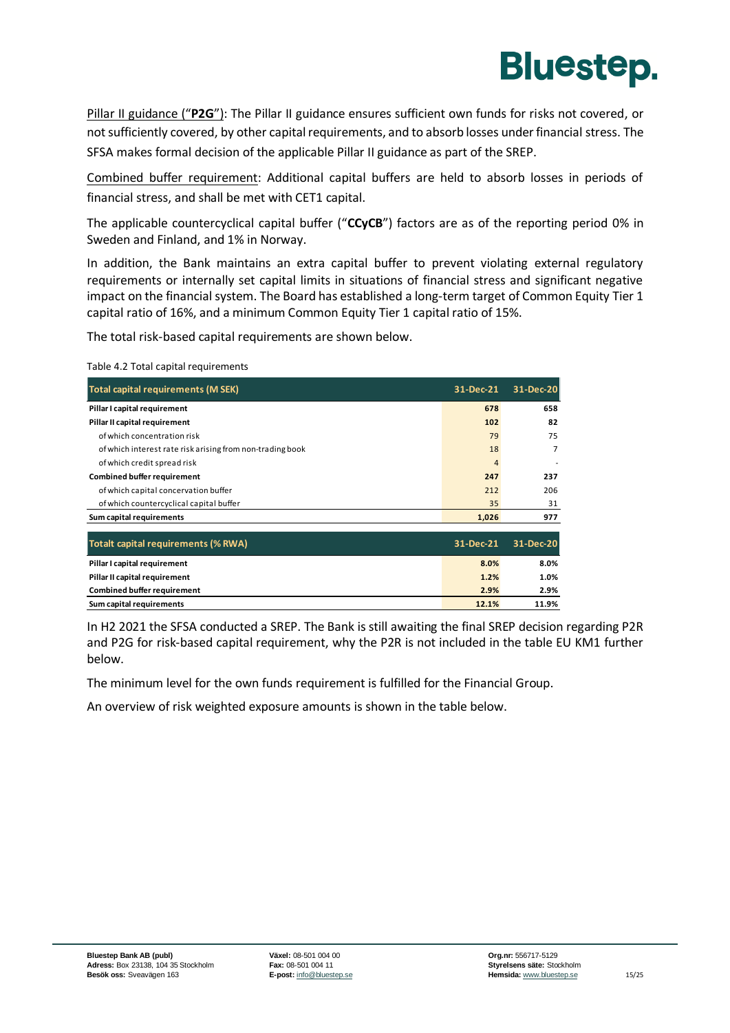Pillar II guidance ("**P2G**"): The Pillar II guidance ensures sufficient own funds for risks not covered, or not sufficiently covered, by other capital requirements, and to absorb losses under financial stress. The SFSA makes formal decision of the applicable Pillar II guidance as part of the SREP.

Combined buffer requirement: Additional capital buffers are held to absorb losses in periods of financial stress, and shall be met with CET1 capital.

The applicable countercyclical capital buffer ("**CCyCB**") factors are as of the reporting period 0% in Sweden and Finland, and 1% in Norway.

In addition, the Bank maintains an extra capital buffer to prevent violating external regulatory requirements or internally set capital limits in situations of financial stress and significant negative impact on the financial system. The Board has established a long-term target of Common Equity Tier 1 capital ratio of 16%, and a minimum Common Equity Tier 1 capital ratio of 15%.

The total risk-based capital requirements are shown below.

Table 4.2 Total capital requirements

| Total capital requirements (M SEK) | 31-Dec-21 | 31-Dec-20 |
|---|---|---|
| **Pillar I capital requirement** | **678** | **658** |
| **Pillar II capital requirement** | **102** | **82** |
| of which concentration risk | 79 | 75 |
| of which interest rate risk arising from non-trading book | 18 | 7 |
| of which credit spread risk | 4 | - |
| **Combined buffer requirement** | **247** | **237** |
| of which capital conservation buffer | 212 | 206 |
| of which countercyclical capital buffer | 35 | 31 |
| **Sum capital requirements** | **1,026** | **977** |

| Totalt capital requirements (% RWA) | 31-Dec-21 | 31-Dec-20 |
|---|---|---|
| **Pillar I capital requirement** | **8.0%** | **8.0%** |
| **Pillar II capital requirement** | **1.2%** | **1.0%** |
| **Combined buffer requirement** | **2.9%** | **2.9%** |
| **Sum capital requirements** | **12.1%** | **11.9%** |

In H2 2021 the SFSA conducted a SREP. The Bank is still awaiting the final SREP decision regarding P2R and P2G for risk-based capital requirement, why the P2R is not included in the table EU KM1 further below.

The minimum level for the own funds requirement is fulfilled for the Financial Group.

An overview of risk weighted exposure amounts is shown in the table below.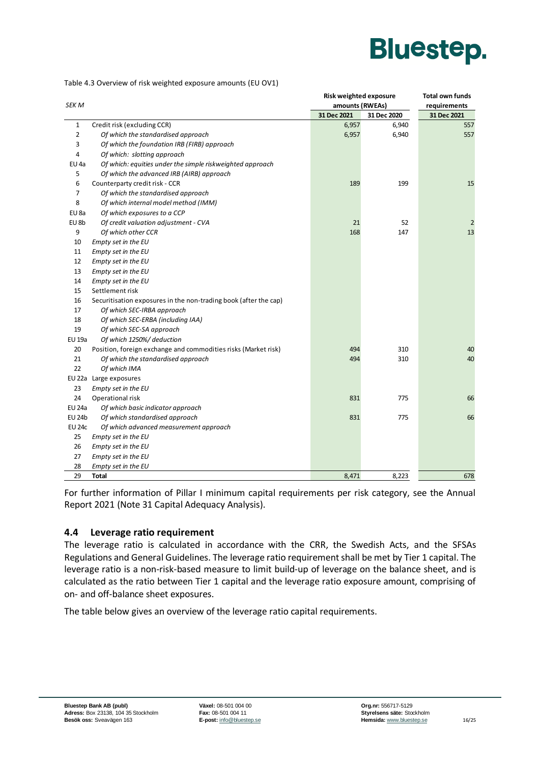Table 4.3 Overview of risk weighted exposure amounts (EU OV1)

| SEK M | | Risk weighted exposure amounts (RWEAs) | | Total own funds requirements |
|---|---|---|---|---|
| | | 31 Dec 2021 | 31 Dec 2020 | 31 Dec 2021 |
| 1 | Credit risk (excluding CCR) | 6,957 | 6,940 | 557 |
| 2 | *Of which the standardised approach* | 6,957 | 6,940 | 557 |
| 3 | *Of which the foundation IRB (FIRB) approach* | | | |
| 4 | *Of which: slotting approach* | | | |
| EU 4a | *Of which: equities under the simple riskweighted approach* | | | |
| 5 | *Of which the advanced IRB (AIRB) approach* | | | |
| 6 | Counterparty credit risk - CCR | 189 | 199 | 15 |
| 7 | *Of which the standardised approach* | | | |
| 8 | *Of which internal model method (IMM)* | | | |
| EU 8a | *Of which exposures to a CCP* | | | |
| EU 8b | *Of credit valuation adjustment - CVA* | 21 | 52 | 2 |
| 9 | *Of which other CCR* | 168 | 147 | 13 |
| 10 | *Empty set in the EU* | | | |
| 11 | *Empty set in the EU* | | | |
| 12 | *Empty set in the EU* | | | |
| 13 | *Empty set in the EU* | | | |
| 14 | *Empty set in the EU* | | | |
| 15 | Settlement risk | | | |
| 16 | Securitisation exposures in the non-trading book (after the cap) | | | |
| 17 | *Of which SEC-IRBA approach* | | | |
| 18 | *Of which SEC-ERBA (including IAA)* | | | |
| 19 | *Of which SEC-SA approach* | | | |
| EU 19a | *Of which 1250%/ deduction* | | | |
| 20 | Position, foreign exchange and commodities risks (Market risk) | 494 | 310 | 40 |
| 21 | *Of which the standardised approach* | 494 | 310 | 40 |
| 22 | *Of which IMA* | | | |
| EU 22a | Large exposures | | | |
| 23 | *Empty set in the EU* | | | |
| 24 | Operational risk | 831 | 775 | 66 |
| EU 24a | *Of which basic indicator approach* | | | |
| EU 24b | *Of which standardised approach* | 831 | 775 | 66 |
| EU 24c | *Of which advanced measurement approach* | | | |
| 25 | *Empty set in the EU* | | | |
| 26 | *Empty set in the EU* | | | |
| 27 | *Empty set in the EU* | | | |
| 28 | *Empty set in the EU* | | | |
| 29 | **Total** | 8,471 | 8,223 | 678 |

For further information of Pillar I minimum capital requirements per risk category, see the Annual Report 2021 (Note 31 Capital Adequacy Analysis).

### 4.4 Leverage ratio requirement

The leverage ratio is calculated in accordance with the CRR, the Swedish Acts, and the SFSAs Regulations and General Guidelines. The leverage ratio requirement shall be met by Tier 1 capital. The leverage ratio is a non-risk-based measure to limit build-up of leverage on the balance sheet, and is calculated as the ratio between Tier 1 capital and the leverage ratio exposure amount, comprising of on- and off-balance sheet exposures.

The table below gives an overview of the leverage ratio capital requirements.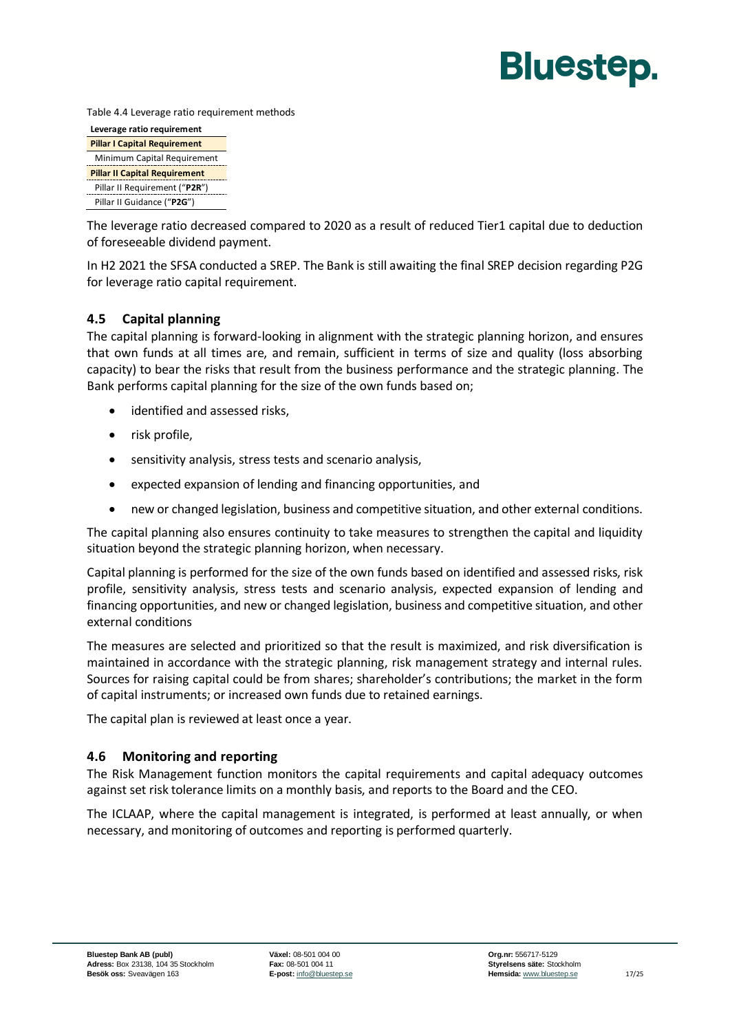Table 4.4 Leverage ratio requirement methods

| Leverage ratio requirement |
|---|
| **Pillar I Capital Requirement** |
| Minimum Capital Requirement |
| **Pillar II Capital Requirement** |
| Pillar II Requirement ("**P2R**") |
| Pillar II Guidance ("**P2G**") |

The leverage ratio decreased compared to 2020 as a result of reduced Tier1 capital due to deduction of foreseeable dividend payment.

In H2 2021 the SFSA conducted a SREP. The Bank is still awaiting the final SREP decision regarding P2G for leverage ratio capital requirement.

## 4.5 Capital planning

The capital planning is forward-looking in alignment with the strategic planning horizon, and ensures that own funds at all times are, and remain, sufficient in terms of size and quality (loss absorbing capacity) to bear the risks that result from the business performance and the strategic planning. The Bank performs capital planning for the size of the own funds based on;

- identified and assessed risks,
- risk profile,
- sensitivity analysis, stress tests and scenario analysis,
- expected expansion of lending and financing opportunities, and
- new or changed legislation, business and competitive situation, and other external conditions.

The capital planning also ensures continuity to take measures to strengthen the capital and liquidity situation beyond the strategic planning horizon, when necessary.

Capital planning is performed for the size of the own funds based on identified and assessed risks, risk profile, sensitivity analysis, stress tests and scenario analysis, expected expansion of lending and financing opportunities, and new or changed legislation, business and competitive situation, and other external conditions

The measures are selected and prioritized so that the result is maximized, and risk diversification is maintained in accordance with the strategic planning, risk management strategy and internal rules. Sources for raising capital could be from shares; shareholder's contributions; the market in the form of capital instruments; or increased own funds due to retained earnings.

The capital plan is reviewed at least once a year.

## 4.6 Monitoring and reporting

The Risk Management function monitors the capital requirements and capital adequacy outcomes against set risk tolerance limits on a monthly basis, and reports to the Board and the CEO.

The ICLAAP, where the capital management is integrated, is performed at least annually, or when necessary, and monitoring of outcomes and reporting is performed quarterly.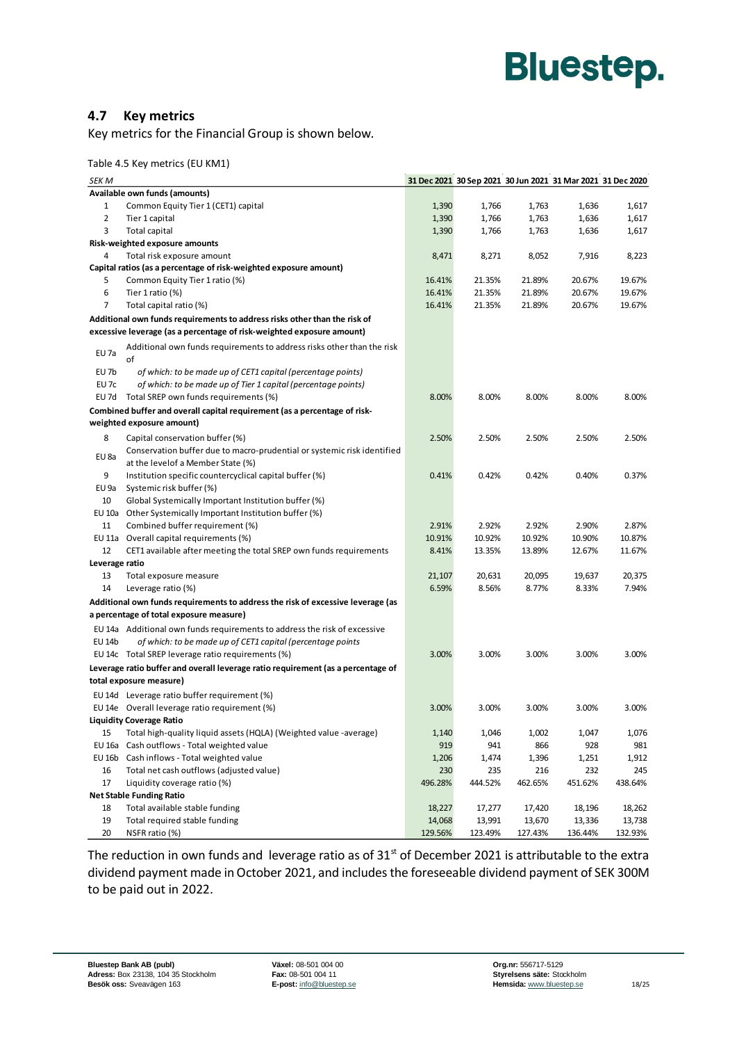## 4.7 Key metrics

Key metrics for the Financial Group is shown below.

Table 4.5 Key metrics (EU KM1)

| SEK M | | 31 Dec 2021 | 30 Sep 2021 | 30 Jun 2021 | 31 Mar 2021 | 31 Dec 2020 |
|---|---|---|---|---|---|---|
| **Available own funds (amounts)** | | | | | | |
| 1 | Common Equity Tier 1 (CET1) capital | 1,390 | 1,766 | 1,763 | 1,636 | 1,617 |
| 2 | Tier 1 capital | 1,390 | 1,766 | 1,763 | 1,636 | 1,617 |
| 3 | Total capital | 1,390 | 1,766 | 1,763 | 1,636 | 1,617 |
| **Risk-weighted exposure amounts** | | | | | | |
| 4 | Total risk exposure amount | 8,471 | 8,271 | 8,052 | 7,916 | 8,223 |
| **Capital ratios (as a percentage of risk-weighted exposure amount)** | | | | | | |
| 5 | Common Equity Tier 1 ratio (%) | 16.41% | 21.35% | 21.89% | 20.67% | 19.67% |
| 6 | Tier 1 ratio (%) | 16.41% | 21.35% | 21.89% | 20.67% | 19.67% |
| 7 | Total capital ratio (%) | 16.41% | 21.35% | 21.89% | 20.67% | 19.67% |
| **Additional own funds requirements to address risks other than the risk of excessive leverage (as a percentage of risk-weighted exposure amount)** | | | | | | |
| EU 7a | Additional own funds requirements to address risks other than the risk of | | | | | |
| EU 7b | *of which: to be made up of CET1 capital (percentage points)* | | | | | |
| EU 7c | *of which: to be made up of Tier 1 capital (percentage points)* | | | | | |
| EU 7d | Total SREP own funds requirements (%) | 8.00% | 8.00% | 8.00% | 8.00% | 8.00% |
| **Combined buffer and overall capital requirement (as a percentage of risk-weighted exposure amount)** | | | | | | |
| 8 | Capital conservation buffer (%) | 2.50% | 2.50% | 2.50% | 2.50% | 2.50% |
| EU 8a | Conservation buffer due to macro-prudential or systemic risk identified at the levelof a Member State (%) | | | | | |
| 9 | Institution specific countercyclical capital buffer (%) | 0.41% | 0.42% | 0.42% | 0.40% | 0.37% |
| EU 9a | Systemic risk buffer (%) | | | | | |
| 10 | Global Systemically Important Institution buffer (%) | | | | | |
| EU 10a | Other Systemically Important Institution buffer (%) | | | | | |
| 11 | Combined buffer requirement (%) | 2.91% | 2.92% | 2.92% | 2.90% | 2.87% |
| EU 11a | Overall capital requirements (%) | 10.91% | 10.92% | 10.92% | 10.90% | 10.87% |
| 12 | CET1 available after meeting the total SREP own funds requirements | 8.41% | 13.35% | 13.89% | 12.67% | 11.67% |
| **Leverage ratio** | | | | | | |
| 13 | Total exposure measure | 21,107 | 20,631 | 20,095 | 19,637 | 20,375 |
| 14 | Leverage ratio (%) | 6.59% | 8.56% | 8.77% | 8.33% | 7.94% |
| **Additional own funds requirements to address the risk of excessive leverage (as a percentage of total exposure measure)** | | | | | | |
| EU 14a | Additional own funds requirements to address the risk of excessive | | | | | |
| EU 14b | *of which: to be made up of CET1 capital (percentage points* | | | | | |
| EU 14c | Total SREP leverage ratio requirements (%) | 3.00% | 3.00% | 3.00% | 3.00% | 3.00% |
| **Leverage ratio buffer and overall leverage ratio requirement (as a percentage of total exposure measure)** | | | | | | |
| EU 14d | Leverage ratio buffer requirement (%) | | | | | |
| EU 14e | Overall leverage ratio requirement (%) | 3.00% | 3.00% | 3.00% | 3.00% | 3.00% |
| **Liquidity Coverage Ratio** | | | | | | |
| 15 | Total high-quality liquid assets (HQLA) (Weighted value -average) | 1,140 | 1,046 | 1,002 | 1,047 | 1,076 |
| EU 16a | Cash outflows - Total weighted value | 919 | 941 | 866 | 928 | 981 |
| EU 16b | Cash inflows - Total weighted value | 1,206 | 1,474 | 1,396 | 1,251 | 1,912 |
| 16 | Total net cash outflows (adjusted value) | 230 | 235 | 216 | 232 | 245 |
| 17 | Liquidity coverage ratio (%) | 496.28% | 444.52% | 462.65% | 451.62% | 438.64% |
| **Net Stable Funding Ratio** | | | | | | |
| 18 | Total available stable funding | 18,227 | 17,277 | 17,420 | 18,196 | 18,262 |
| 19 | Total required stable funding | 14,068 | 13,991 | 13,670 | 13,336 | 13,738 |
| 20 | NSFR ratio (%) | 129.56% | 123.49% | 127.43% | 136.44% | 132.93% |

The reduction in own funds and leverage ratio as of 31st of December 2021 is attributable to the extra dividend payment made in October 2021, and includes the foreseeable dividend payment of SEK 300M to be paid out in 2022.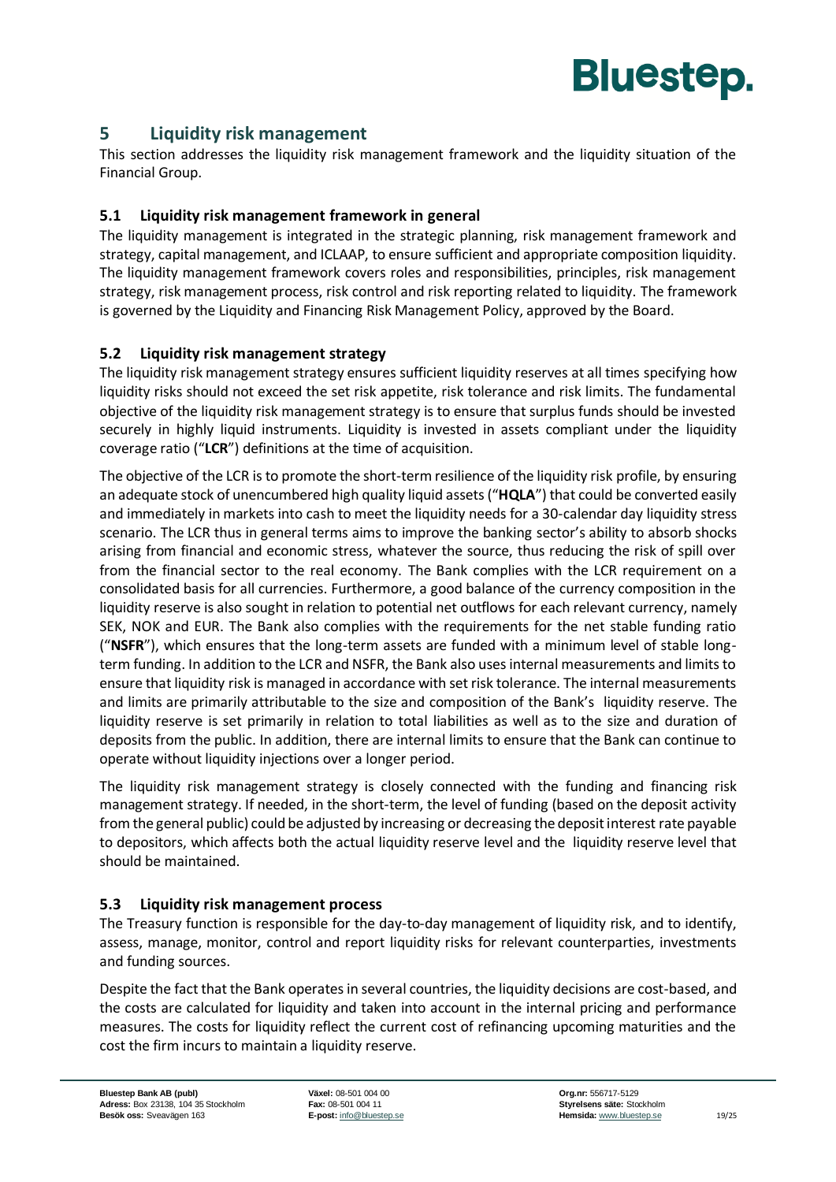# 5 Liquidity risk management

This section addresses the liquidity risk management framework and the liquidity situation of the Financial Group.

## 5.1 Liquidity risk management framework in general

The liquidity management is integrated in the strategic planning, risk management framework and strategy, capital management, and ICLAAP, to ensure sufficient and appropriate composition liquidity. The liquidity management framework covers roles and responsibilities, principles, risk management strategy, risk management process, risk control and risk reporting related to liquidity. The framework is governed by the Liquidity and Financing Risk Management Policy, approved by the Board.

## 5.2 Liquidity risk management strategy

The liquidity risk management strategy ensures sufficient liquidity reserves at all times specifying how liquidity risks should not exceed the set risk appetite, risk tolerance and risk limits. The fundamental objective of the liquidity risk management strategy is to ensure that surplus funds should be invested securely in highly liquid instruments. Liquidity is invested in assets compliant under the liquidity coverage ratio ("**LCR**") definitions at the time of acquisition.

The objective of the LCR is to promote the short-term resilience of the liquidity risk profile, by ensuring an adequate stock of unencumbered high quality liquid assets ("**HQLA**") that could be converted easily and immediately in markets into cash to meet the liquidity needs for a 30-calendar day liquidity stress scenario. The LCR thus in general terms aims to improve the banking sector's ability to absorb shocks arising from financial and economic stress, whatever the source, thus reducing the risk of spill over from the financial sector to the real economy. The Bank complies with the LCR requirement on a consolidated basis for all currencies. Furthermore, a good balance of the currency composition in the liquidity reserve is also sought in relation to potential net outflows for each relevant currency, namely SEK, NOK and EUR. The Bank also complies with the requirements for the net stable funding ratio ("**NSFR**"), which ensures that the long-term assets are funded with a minimum level of stable long-term funding. In addition to the LCR and NSFR, the Bank also uses internal measurements and limits to ensure that liquidity risk is managed in accordance with set risk tolerance. The internal measurements and limits are primarily attributable to the size and composition of the Bank's liquidity reserve. The liquidity reserve is set primarily in relation to total liabilities as well as to the size and duration of deposits from the public. In addition, there are internal limits to ensure that the Bank can continue to operate without liquidity injections over a longer period.

The liquidity risk management strategy is closely connected with the funding and financing risk management strategy. If needed, in the short-term, the level of funding (based on the deposit activity from the general public) could be adjusted by increasing or decreasing the deposit interest rate payable to depositors, which affects both the actual liquidity reserve level and the liquidity reserve level that should be maintained.

## 5.3 Liquidity risk management process

The Treasury function is responsible for the day-to-day management of liquidity risk, and to identify, assess, manage, monitor, control and report liquidity risks for relevant counterparties, investments and funding sources.

Despite the fact that the Bank operates in several countries, the liquidity decisions are cost-based, and the costs are calculated for liquidity and taken into account in the internal pricing and performance measures. The costs for liquidity reflect the current cost of refinancing upcoming maturities and the cost the firm incurs to maintain a liquidity reserve.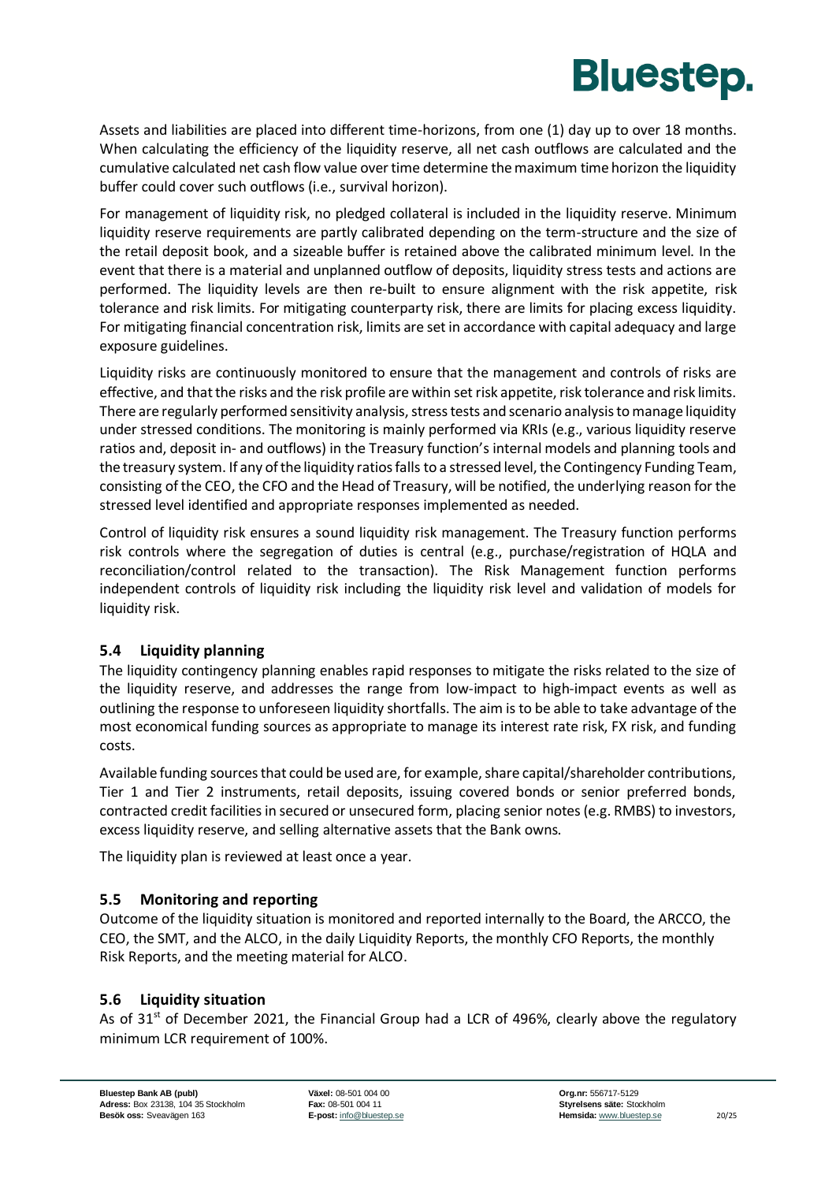Assets and liabilities are placed into different time-horizons, from one (1) day up to over 18 months. When calculating the efficiency of the liquidity reserve, all net cash outflows are calculated and the cumulative calculated net cash flow value over time determine the maximum time horizon the liquidity buffer could cover such outflows (i.e., survival horizon).

For management of liquidity risk, no pledged collateral is included in the liquidity reserve. Minimum liquidity reserve requirements are partly calibrated depending on the term-structure and the size of the retail deposit book, and a sizeable buffer is retained above the calibrated minimum level. In the event that there is a material and unplanned outflow of deposits, liquidity stress tests and actions are performed. The liquidity levels are then re-built to ensure alignment with the risk appetite, risk tolerance and risk limits. For mitigating counterparty risk, there are limits for placing excess liquidity. For mitigating financial concentration risk, limits are set in accordance with capital adequacy and large exposure guidelines.

Liquidity risks are continuously monitored to ensure that the management and controls of risks are effective, and that the risks and the risk profile are within set risk appetite, risk tolerance and risk limits. There are regularly performed sensitivity analysis, stress tests and scenario analysis to manage liquidity under stressed conditions. The monitoring is mainly performed via KRIs (e.g., various liquidity reserve ratios and, deposit in- and outflows) in the Treasury function's internal models and planning tools and the treasury system. If any of the liquidity ratios falls to a stressed level, the Contingency Funding Team, consisting of the CEO, the CFO and the Head of Treasury, will be notified, the underlying reason for the stressed level identified and appropriate responses implemented as needed.

Control of liquidity risk ensures a sound liquidity risk management. The Treasury function performs risk controls where the segregation of duties is central (e.g., purchase/registration of HQLA and reconciliation/control related to the transaction). The Risk Management function performs independent controls of liquidity risk including the liquidity risk level and validation of models for liquidity risk.

### 5.4 Liquidity planning

The liquidity contingency planning enables rapid responses to mitigate the risks related to the size of the liquidity reserve, and addresses the range from low-impact to high-impact events as well as outlining the response to unforeseen liquidity shortfalls. The aim is to be able to take advantage of the most economical funding sources as appropriate to manage its interest rate risk, FX risk, and funding costs.

Available funding sources that could be used are, for example, share capital/shareholder contributions, Tier 1 and Tier 2 instruments, retail deposits, issuing covered bonds or senior preferred bonds, contracted credit facilities in secured or unsecured form, placing senior notes (e.g. RMBS) to investors, excess liquidity reserve, and selling alternative assets that the Bank owns.

The liquidity plan is reviewed at least once a year.

### 5.5 Monitoring and reporting

Outcome of the liquidity situation is monitored and reported internally to the Board, the ARCCO, the CEO, the SMT, and the ALCO, in the daily Liquidity Reports, the monthly CFO Reports, the monthly Risk Reports, and the meeting material for ALCO.

### 5.6 Liquidity situation

As of 31st of December 2021, the Financial Group had a LCR of 496%, clearly above the regulatory minimum LCR requirement of 100%.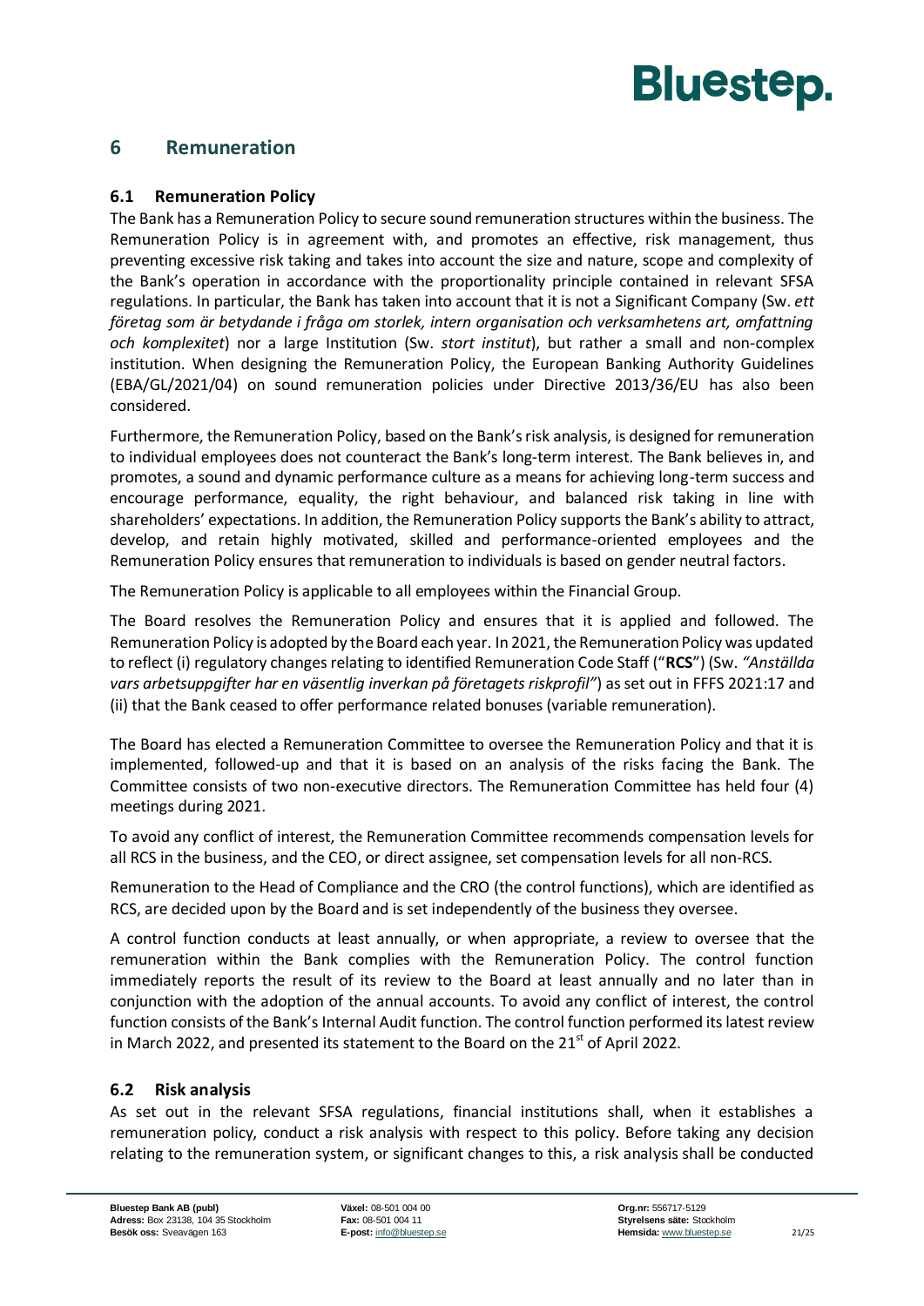## 6 Remuneration

### 6.1 Remuneration Policy

The Bank has a Remuneration Policy to secure sound remuneration structures within the business. The Remuneration Policy is in agreement with, and promotes an effective, risk management, thus preventing excessive risk taking and takes into account the size and nature, scope and complexity of the Bank's operation in accordance with the proportionality principle contained in relevant SFSA regulations. In particular, the Bank has taken into account that it is not a Significant Company (Sw. *ett företag som är betydande i fråga om storlek, intern organisation och verksamhetens art, omfattning och komplexitet*) nor a large Institution (Sw. *stort institut*), but rather a small and non-complex institution. When designing the Remuneration Policy, the European Banking Authority Guidelines (EBA/GL/2021/04) on sound remuneration policies under Directive 2013/36/EU has also been considered.

Furthermore, the Remuneration Policy, based on the Bank's risk analysis, is designed for remuneration to individual employees does not counteract the Bank's long-term interest. The Bank believes in, and promotes, a sound and dynamic performance culture as a means for achieving long-term success and encourage performance, equality, the right behaviour, and balanced risk taking in line with shareholders' expectations. In addition, the Remuneration Policy supports the Bank's ability to attract, develop, and retain highly motivated, skilled and performance-oriented employees and the Remuneration Policy ensures that remuneration to individuals is based on gender neutral factors.

The Remuneration Policy is applicable to all employees within the Financial Group.

The Board resolves the Remuneration Policy and ensures that it is applied and followed. The Remuneration Policy is adopted by the Board each year. In 2021, the Remuneration Policy was updated to reflect (i) regulatory changes relating to identified Remuneration Code Staff ("**RCS**") (Sw. *"Anställda vars arbetsuppgifter har en väsentlig inverkan på företagets riskprofil"*) as set out in FFFS 2021:17 and (ii) that the Bank ceased to offer performance related bonuses (variable remuneration).

The Board has elected a Remuneration Committee to oversee the Remuneration Policy and that it is implemented, followed-up and that it is based on an analysis of the risks facing the Bank. The Committee consists of two non-executive directors. The Remuneration Committee has held four (4) meetings during 2021.

To avoid any conflict of interest, the Remuneration Committee recommends compensation levels for all RCS in the business, and the CEO, or direct assignee, set compensation levels for all non-RCS.

Remuneration to the Head of Compliance and the CRO (the control functions), which are identified as RCS, are decided upon by the Board and is set independently of the business they oversee.

A control function conducts at least annually, or when appropriate, a review to oversee that the remuneration within the Bank complies with the Remuneration Policy. The control function immediately reports the result of its review to the Board at least annually and no later than in conjunction with the adoption of the annual accounts. To avoid any conflict of interest, the control function consists of the Bank's Internal Audit function. The control function performed its latest review in March 2022, and presented its statement to the Board on the 21st of April 2022.

### 6.2 Risk analysis

As set out in the relevant SFSA regulations, financial institutions shall, when it establishes a remuneration policy, conduct a risk analysis with respect to this policy. Before taking any decision relating to the remuneration system, or significant changes to this, a risk analysis shall be conducted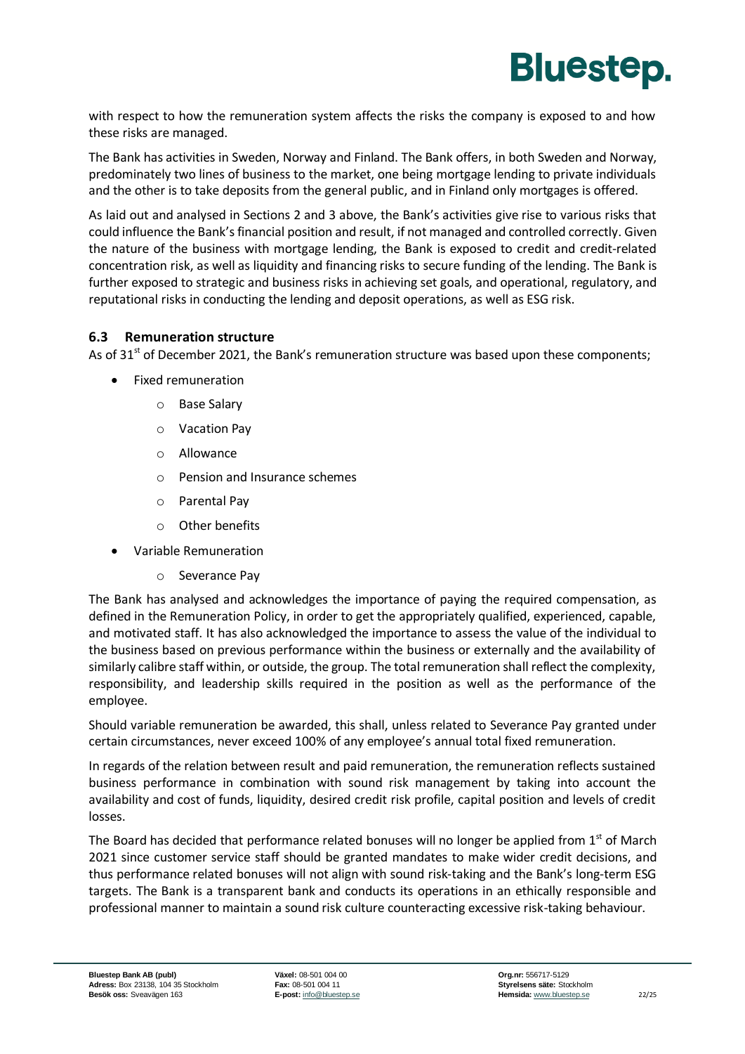with respect to how the remuneration system affects the risks the company is exposed to and how these risks are managed.

The Bank has activities in Sweden, Norway and Finland. The Bank offers, in both Sweden and Norway, predominately two lines of business to the market, one being mortgage lending to private individuals and the other is to take deposits from the general public, and in Finland only mortgages is offered.

As laid out and analysed in Sections 2 and 3 above, the Bank's activities give rise to various risks that could influence the Bank's financial position and result, if not managed and controlled correctly. Given the nature of the business with mortgage lending, the Bank is exposed to credit and credit-related concentration risk, as well as liquidity and financing risks to secure funding of the lending. The Bank is further exposed to strategic and business risks in achieving set goals, and operational, regulatory, and reputational risks in conducting the lending and deposit operations, as well as ESG risk.

### 6.3 Remuneration structure

As of 31st of December 2021, the Bank's remuneration structure was based upon these components;

- Fixed remuneration
  - Base Salary
  - Vacation Pay
  - Allowance
  - Pension and Insurance schemes
  - Parental Pay
  - Other benefits
- Variable Remuneration
  - Severance Pay

The Bank has analysed and acknowledges the importance of paying the required compensation, as defined in the Remuneration Policy, in order to get the appropriately qualified, experienced, capable, and motivated staff. It has also acknowledged the importance to assess the value of the individual to the business based on previous performance within the business or externally and the availability of similarly calibre staff within, or outside, the group. The total remuneration shall reflect the complexity, responsibility, and leadership skills required in the position as well as the performance of the employee.

Should variable remuneration be awarded, this shall, unless related to Severance Pay granted under certain circumstances, never exceed 100% of any employee's annual total fixed remuneration.

In regards of the relation between result and paid remuneration, the remuneration reflects sustained business performance in combination with sound risk management by taking into account the availability and cost of funds, liquidity, desired credit risk profile, capital position and levels of credit losses.

The Board has decided that performance related bonuses will no longer be applied from 1st of March 2021 since customer service staff should be granted mandates to make wider credit decisions, and thus performance related bonuses will not align with sound risk-taking and the Bank's long-term ESG targets. The Bank is a transparent bank and conducts its operations in an ethically responsible and professional manner to maintain a sound risk culture counteracting excessive risk-taking behaviour.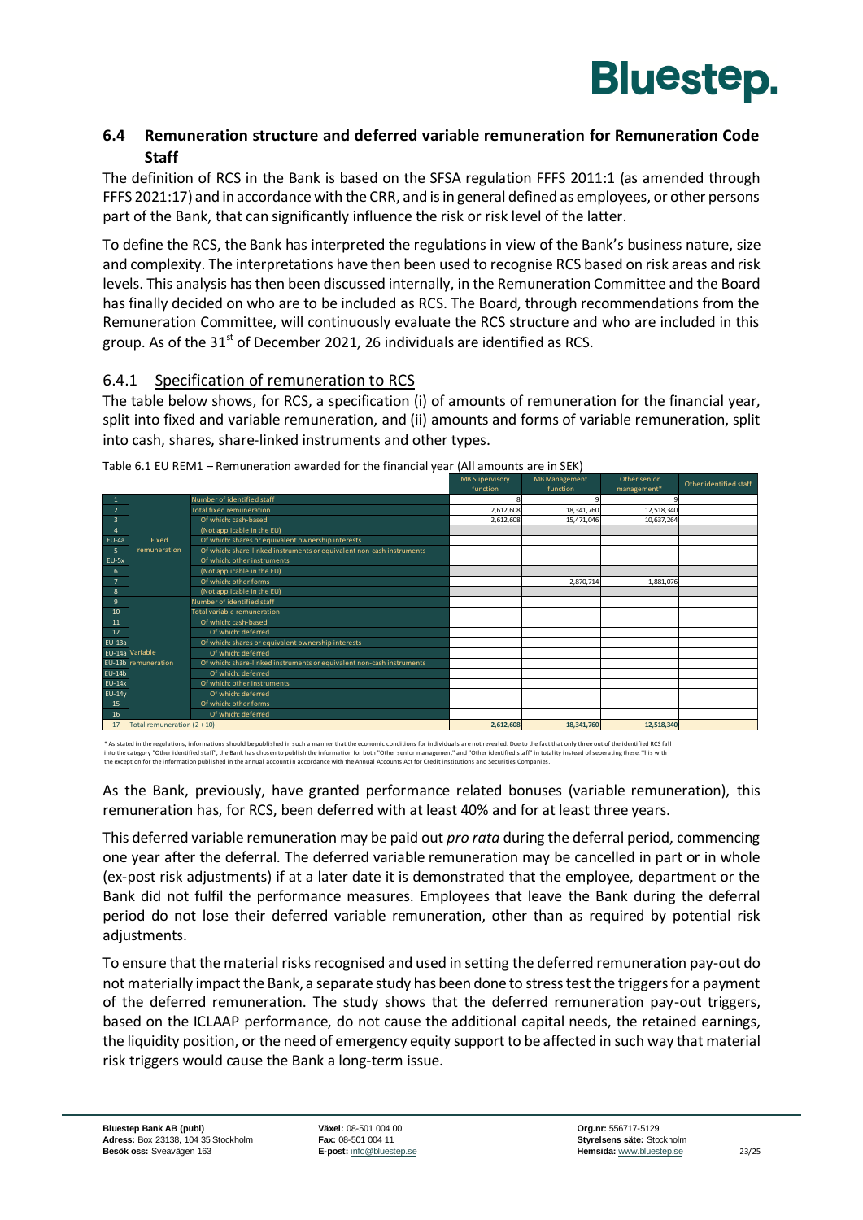## 6.4 Remuneration structure and deferred variable remuneration for Remuneration Code Staff

The definition of RCS in the Bank is based on the SFSA regulation FFFS 2011:1 (as amended through FFFS 2021:17) and in accordance with the CRR, and is in general defined as employees, or other persons part of the Bank, that can significantly influence the risk or risk level of the latter.

To define the RCS, the Bank has interpreted the regulations in view of the Bank's business nature, size and complexity. The interpretations have then been used to recognise RCS based on risk areas and risk levels. This analysis has then been discussed internally, in the Remuneration Committee and the Board has finally decided on who are to be included as RCS. The Board, through recommendations from the Remuneration Committee, will continuously evaluate the RCS structure and who are included in this group. As of the 31st of December 2021, 26 individuals are identified as RCS.

### 6.4.1 Specification of remuneration to RCS

The table below shows, for RCS, a specification (i) of amounts of remuneration for the financial year, split into fixed and variable remuneration, and (ii) amounts and forms of variable remuneration, split into cash, shares, share-linked instruments and other types.

Table 6.1 EU REM1 – Remuneration awarded for the financial year (All amounts are in SEK)

| | | | MB Supervisory function | MB Management function | Other senior management* | Other identified staff |
|---|---|---|---|---|---|---|
| 1 | Fixed remuneration | Number of identified staff | 8 | 9 | 9 | |
| 2 | | Total fixed remuneration | 2,612,608 | 18,341,760 | 12,518,340 | |
| 3 | | Of which: cash-based | 2,612,608 | 15,471,046 | 10,637,264 | |
| 4 | | (Not applicable in the EU) | | | | |
| EU-4a | | Of which: shares or equivalent ownership interests | | | | |
| 5 | | Of which: share-linked instruments or equivalent non-cash instruments | | | | |
| EU-5x | | Of which: other instruments | | | | |
| 6 | | (Not applicable in the EU) | | | | |
| 7 | | Of which: other forms | | 2,870,714 | 1,881,076 | |
| 8 | | (Not applicable in the EU) | | | | |
| 9 | Variable remuneration | Number of identified staff | | | | |
| 10 | | Total variable remuneration | | | | |
| 11 | | Of which: cash-based | | | | |
| 12 | | Of which: deferred | | | | |
| EU-13a | | Of which: shares or equivalent ownership interests | | | | |
| EU-14a | | Of which: deferred | | | | |
| EU-13b | | Of which: share-linked instruments or equivalent non-cash instruments | | | | |
| EU-14b | | Of which: deferred | | | | |
| EU-14x | | Of which: other instruments | | | | |
| EU-14y | | Of which: deferred | | | | |
| 15 | | Of which: other forms | | | | |
| 16 | | Of which: deferred | | | | |
| 17 | Total remuneration (2 + 10) | | 2,612,608 | 18,341,760 | 12,518,340 | |

\* As stated in the regulations, informations should be published in such a manner that the economic conditions for individuals are not revealed. Due to the fact that only three out of the identified RCS fall into the category "Other identified staff", the Bank has chosen to publish the information for both "Other senior management" and "Other identified staff" in totality instead of seperating these. This with the exception for the information published in the annual account in accordance with the Annual Accounts Act for Credit institutions and Securities Companies.

As the Bank, previously, have granted performance related bonuses (variable remuneration), this remuneration has, for RCS, been deferred with at least 40% and for at least three years.

This deferred variable remuneration may be paid out *pro rata* during the deferral period, commencing one year after the deferral. The deferred variable remuneration may be cancelled in part or in whole (ex-post risk adjustments) if at a later date it is demonstrated that the employee, department or the Bank did not fulfil the performance measures. Employees that leave the Bank during the deferral period do not lose their deferred variable remuneration, other than as required by potential risk adjustments.

To ensure that the material risks recognised and used in setting the deferred remuneration pay-out do not materially impact the Bank, a separate study has been done to stress test the triggers for a payment of the deferred remuneration. The study shows that the deferred remuneration pay-out triggers, based on the ICLAAP performance, do not cause the additional capital needs, the retained earnings, the liquidity position, or the need of emergency equity support to be affected in such way that material risk triggers would cause the Bank a long-term issue.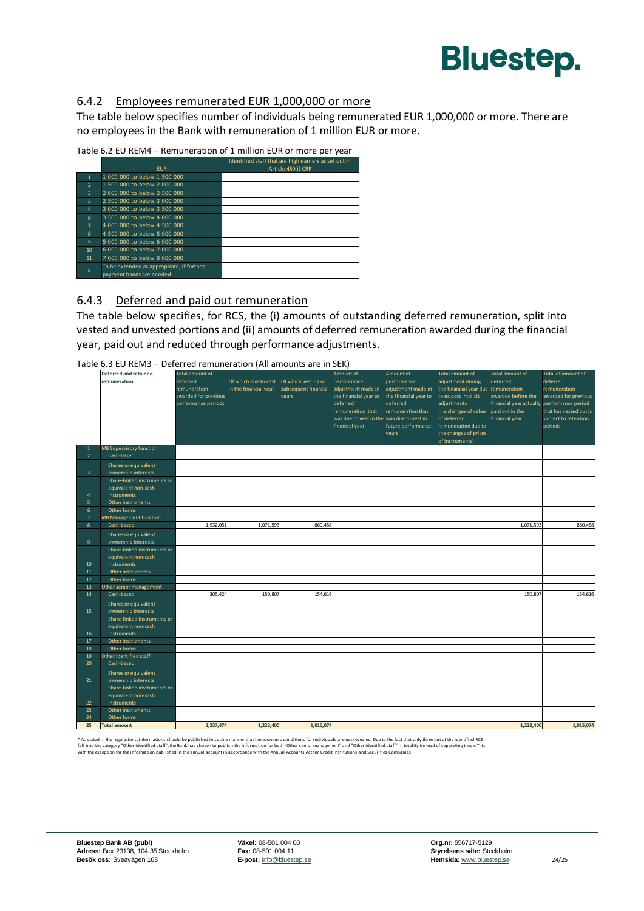### 6.4.2 Employees remunerated EUR 1,000,000 or more

The table below specifies number of individuals being remunerated EUR 1,000,000 or more. There are no employees in the Bank with remuneration of 1 million EUR or more.

Table 6.2 EU REM4 – Remuneration of 1 million EUR or more per year

| | EUR | Identified staff that are high earners as set out in Article 450(i) CRR |
|---|---|---|
| 1 | 1 000 000 to below 1 500 000 | |
| 2 | 1 500 000 to below 2 000 000 | |
| 3 | 2 000 000 to below 2 500 000 | |
| 4 | 2 500 000 to below 3 000 000 | |
| 5 | 3 000 000 to below 3 500 000 | |
| 6 | 3 500 000 to below 4 000 000 | |
| 7 | 4 000 000 to below 4 500 000 | |
| 8 | 4 500 000 to below 5 000 000 | |
| 9 | 5 000 000 to below 6 000 000 | |
| 10 | 6 000 000 to below 7 000 000 | |
| 11 | 7 000 000 to below 8 000 000 | |
| x | To be extended as appropriate, if further payment bands are needed. | |

### 6.4.3 Deferred and paid out remuneration

The table below specifies, for RCS, the (i) amounts of outstanding deferred remuneration, split into vested and unvested portions and (ii) amounts of deferred remuneration awarded during the financial year, paid out and reduced through performance adjustments.

Table 6.3 EU REM3 – Deferred remuneration (All amounts are in SEK)

| | Deferred and retained remuneration | Total amount of deferred remuneration awarded for previous performance periods | Of which due to vest in the financial year | Of which vesting in subsequent financial years | Amount of performance adjustment made in the financial year to deferred remuneration that was due to vest in the financial year | Amount of performance adjustment made in the financial year to deferred remuneration that was due to vest in future performance years | Total amount of adjustment during the financial year due to ex post implicit adjustments (i.e.changes of value of deferred remuneration due to the changes of prices of instruments) | Total amount of deferred remuneration awarded before the financial year actually paid out in the financial year | Total of amount of deferred remuneration awarded for previous performance period that has vested but is subject to retention periods |
|---|---|---|---|---|---|---|---|---|---|
| 1 | MB Supervisory function | | | | | | | | |
| 2 | Cash-based | | | | | | | | |
| 3 | Shares or equivalent ownership interests | | | | | | | | |
| 4 | Share-linked instruments or equivalent non-cash instruments | | | | | | | | |
| 5 | Other instruments | | | | | | | | |
| 6 | Other forms | | | | | | | | |
| 7 | MB Management function | | | | | | | | |
| 8 | Cash-based | 1,932,051 | 1,071,593 | 860,458 | | | | 1,071,593 | 860,458 |
| 9 | Shares or equivalent ownership interests | | | | | | | | |
| 10 | Share-linked instruments or equivalent non-cash instruments | | | | | | | | |
| 11 | Other instruments | | | | | | | | |
| 12 | Other forms | | | | | | | | |
| 13 | Other senior management | | | | | | | | |
| 14 | Cash-based | 305,424 | 150,807 | 154,616 | | | | 150,807 | 154,616 |
| 15 | Shares or equivalent ownership interests | | | | | | | | |
| 16 | Share-linked instruments or equivalent non-cash instruments | | | | | | | | |
| 17 | Other instruments | | | | | | | | |
| 18 | Other forms | | | | | | | | |
| 19 | Other identified staff | | | | | | | | |
| 20 | Cash-based | | | | | | | | |
| 21 | Shares or equivalent ownership interests | | | | | | | | |
| 22 | Share-linked instruments or equivalent non-cash instruments | | | | | | | | |
| 23 | Other instruments | | | | | | | | |
| 24 | Other forms | | | | | | | | |
| 25 | Total amount | 2,237,474 | 1,222,400 | 1,015,074 | | | | 1,222,400 | 1,015,074 |

* As stated in the regulations, informations should be published in such a manner that the economic conditions for individuals are not revealed. Due to the fact that only three out of the identified RCS fall into the category "Other identified staff", the Bank has chosen to publish the information for both "Other senior management" and "Other identified staff" in totality instead of seperating these. This with the exception for the information published in the annual account in accordance with the Annual Accounts Act for Credit institutions and Securities Companies.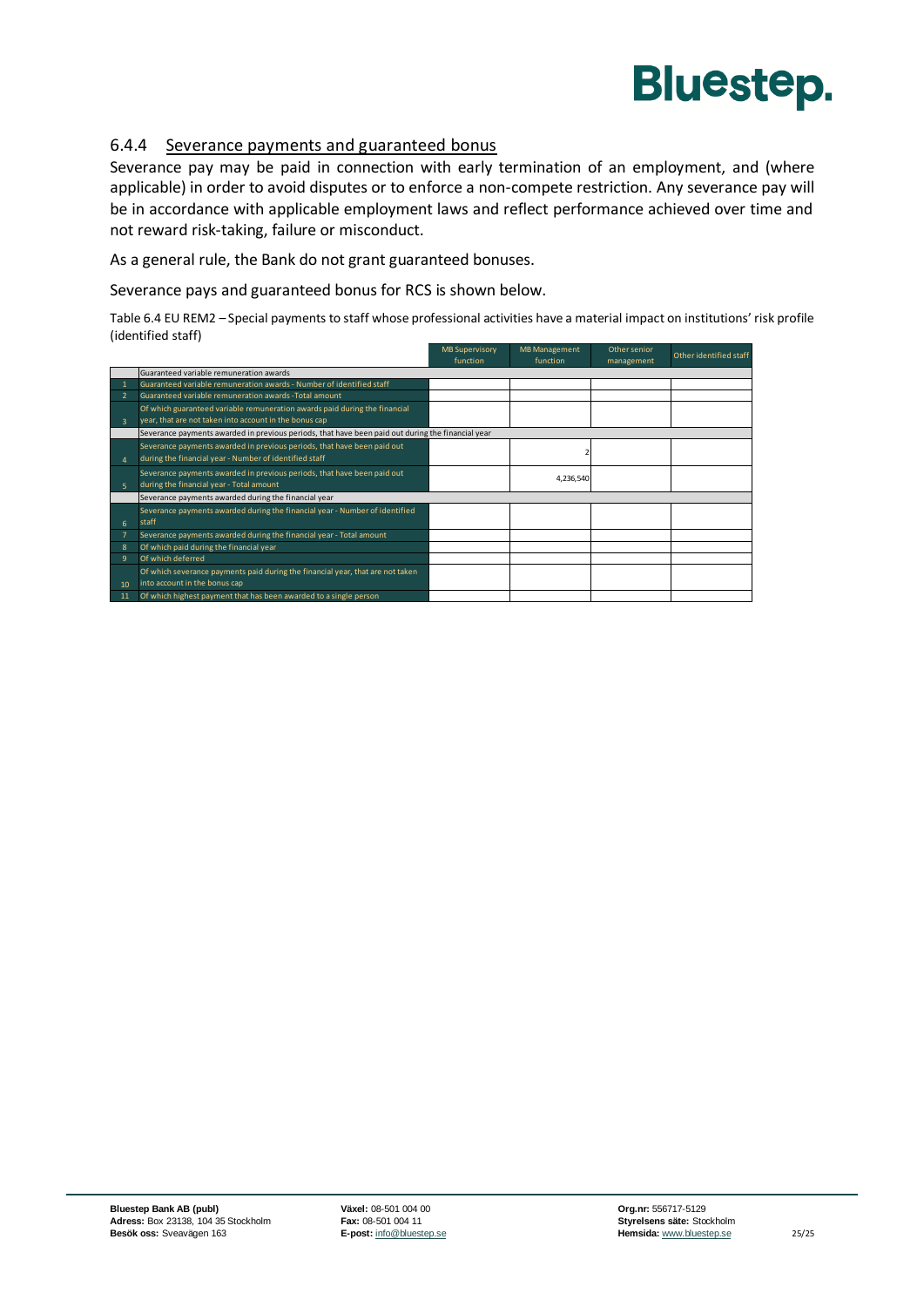### 6.4.4 Severance payments and guaranteed bonus

Severance pay may be paid in connection with early termination of an employment, and (where applicable) in order to avoid disputes or to enforce a non-compete restriction. Any severance pay will be in accordance with applicable employment laws and reflect performance achieved over time and not reward risk-taking, failure or misconduct.

As a general rule, the Bank do not grant guaranteed bonuses.

Severance pays and guaranteed bonus for RCS is shown below.

Table 6.4 EU REM2 – Special payments to staff whose professional activities have a material impact on institutions' risk profile (identified staff)

| | | MB Supervisory function | MB Management function | Other senior management | Other identified staff |
|---|---|---|---|---|---|
| | Guaranteed variable remuneration awards | | | | |
| 1 | Guaranteed variable remuneration awards - Number of identified staff | | | | |
| 2 | Guaranteed variable remuneration awards -Total amount | | | | |
| 3 | Of which guaranteed variable remuneration awards paid during the financial year, that are not taken into account in the bonus cap | | | | |
| | Severance payments awarded in previous periods, that have been paid out during the financial year | | | | |
| 4 | Severance payments awarded in previous periods, that have been paid out during the financial year - Number of identified staff | | 2 | | |
| 5 | Severance payments awarded in previous periods, that have been paid out during the financial year - Total amount | | 4,236,540 | | |
| | Severance payments awarded during the financial year | | | | |
| 6 | Severance payments awarded during the financial year - Number of identified staff | | | | |
| 7 | Severance payments awarded during the financial year - Total amount | | | | |
| 8 | Of which paid during the financial year | | | | |
| 9 | Of which deferred | | | | |
| 10 | Of which severance payments paid during the financial year, that are not taken into account in the bonus cap | | | | |
| 11 | Of which highest payment that has been awarded to a single person | | | | |